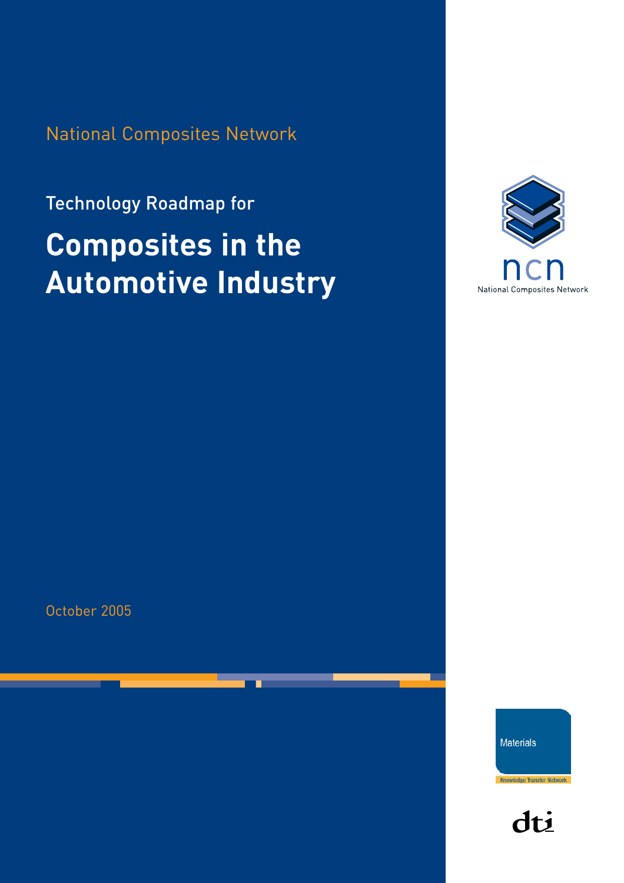National Composites Network

Technology Roadmap for

# Composites in the Automotive Industry

ncn
National Composites Network

October 2005

Materials
Knowledge Transfer Network

dti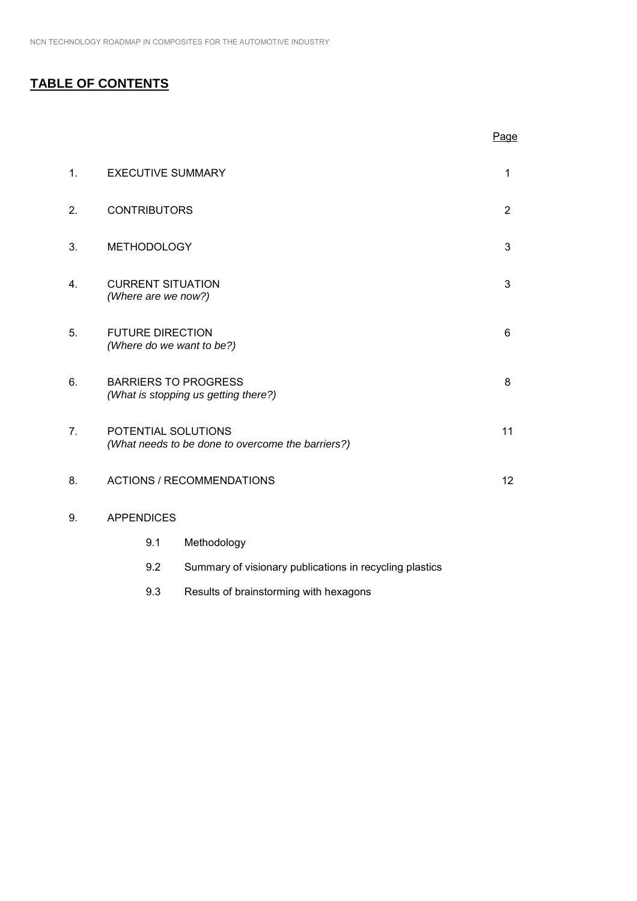## TABLE OF CONTENTS

| | | Page |
|---|---|---|
| 1. | EXECUTIVE SUMMARY | 1 |
| 2. | CONTRIBUTORS | 2 |
| 3. | METHODOLOGY | 3 |
| 4. | CURRENT SITUATION *(Where are we now?)* | 3 |
| 5. | FUTURE DIRECTION *(Where do we want to be?)* | 6 |
| 6. | BARRIERS TO PROGRESS *(What is stopping us getting there?)* | 8 |
| 7. | POTENTIAL SOLUTIONS *(What needs to be done to overcome the barriers?)* | 11 |
| 8. | ACTIONS / RECOMMENDATIONS | 12 |
| 9. | APPENDICES | |
| | 9.1 Methodology | |
| | 9.2 Summary of visionary publications in recycling plastics | |
| | 9.3 Results of brainstorming with hexagons | |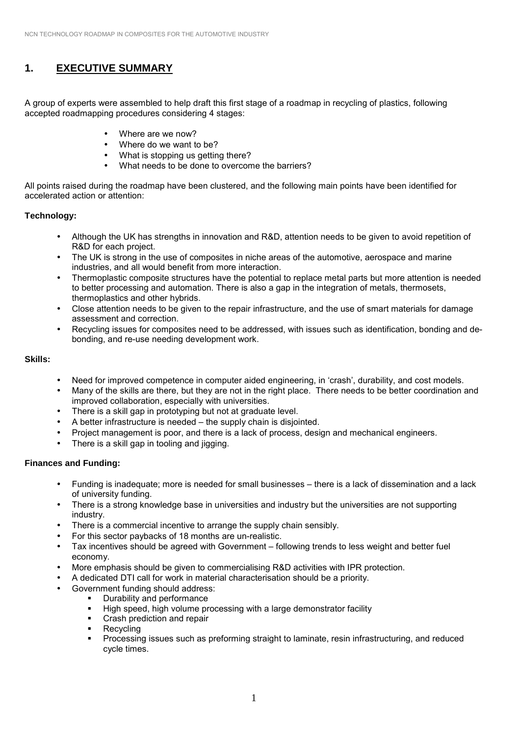# 1. EXECUTIVE SUMMARY

A group of experts were assembled to help draft this first stage of a roadmap in recycling of plastics, following accepted roadmapping procedures considering 4 stages:

- Where are we now?
- Where do we want to be?
- What is stopping us getting there?
- What needs to be done to overcome the barriers?

All points raised during the roadmap have been clustered, and the following main points have been identified for accelerated action or attention:

**Technology:**

- Although the UK has strengths in innovation and R&D, attention needs to be given to avoid repetition of R&D for each project.
- The UK is strong in the use of composites in niche areas of the automotive, aerospace and marine industries, and all would benefit from more interaction.
- Thermoplastic composite structures have the potential to replace metal parts but more attention is needed to better processing and automation. There is also a gap in the integration of metals, thermosets, thermoplastics and other hybrids.
- Close attention needs to be given to the repair infrastructure, and the use of smart materials for damage assessment and correction.
- Recycling issues for composites need to be addressed, with issues such as identification, bonding and de-bonding, and re-use needing development work.

**Skills:**

- Need for improved competence in computer aided engineering, in 'crash', durability, and cost models.
- Many of the skills are there, but they are not in the right place. There needs to be better coordination and improved collaboration, especially with universities.
- There is a skill gap in prototyping but not at graduate level.
- A better infrastructure is needed – the supply chain is disjointed.
- Project management is poor, and there is a lack of process, design and mechanical engineers.
- There is a skill gap in tooling and jigging.

**Finances and Funding:**

- Funding is inadequate; more is needed for small businesses – there is a lack of dissemination and a lack of university funding.
- There is a strong knowledge base in universities and industry but the universities are not supporting industry.
- There is a commercial incentive to arrange the supply chain sensibly.
- For this sector paybacks of 18 months are un-realistic.
- Tax incentives should be agreed with Government – following trends to less weight and better fuel economy.
- More emphasis should be given to commercialising R&D activities with IPR protection.
- A dedicated DTI call for work in material characterisation should be a priority.
- Government funding should address:
  - Durability and performance
  - High speed, high volume processing with a large demonstrator facility
  - Crash prediction and repair
  - Recycling
  - Processing issues such as preforming straight to laminate, resin infrastructuring, and reduced cycle times.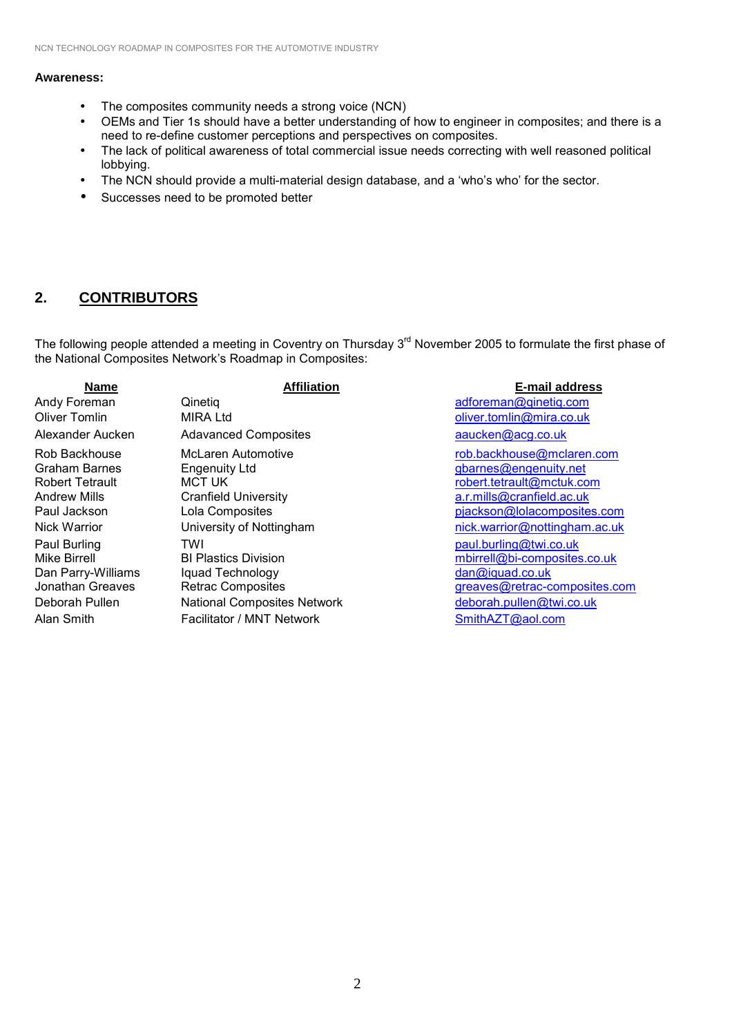**Awareness:**

- The composites community needs a strong voice (NCN)
- OEMs and Tier 1s should have a better understanding of how to engineer in composites; and there is a need to re-define customer perceptions and perspectives on composites.
- The lack of political awareness of total commercial issue needs correcting with well reasoned political lobbying.
- The NCN should provide a multi-material design database, and a 'who's who' for the sector.
- Successes need to be promoted better

## 2. CONTRIBUTORS

The following people attended a meeting in Coventry on Thursday 3rd November 2005 to formulate the first phase of the National Composites Network's Roadmap in Composites:

| Name | Affiliation | E-mail address |
|---|---|---|
| Andy Foreman | Qinetiq | adforeman@qinetiq.com |
| Oliver Tomlin | MIRA Ltd | oliver.tomlin@mira.co.uk |
| Alexander Aucken | Adavanced Composites | aaucken@acg.co.uk |
| Rob Backhouse | McLaren Automotive | rob.backhouse@mclaren.com |
| Graham Barnes | Engenuity Ltd | gbarnes@engenuity.net |
| Robert Tetrault | MCT UK | robert.tetrault@mctuk.com |
| Andrew Mills | Cranfield University | a.r.mills@cranfield.ac.uk |
| Paul Jackson | Lola Composites | pjackson@lolacomposites.com |
| Nick Warrior | University of Nottingham | nick.warrior@nottingham.ac.uk |
| Paul Burling | TWI | paul.burling@twi.co.uk |
| Mike Birrell | BI Plastics Division | mbirrell@bi-composites.co.uk |
| Dan Parry-Williams | Iquad Technology | dan@iquad.co.uk |
| Jonathan Greaves | Retrac Composites | greaves@retrac-composites.com |
| Deborah Pullen | National Composites Network | deborah.pullen@twi.co.uk |
| Alan Smith | Facilitator / MNT Network | SmithAZT@aol.com |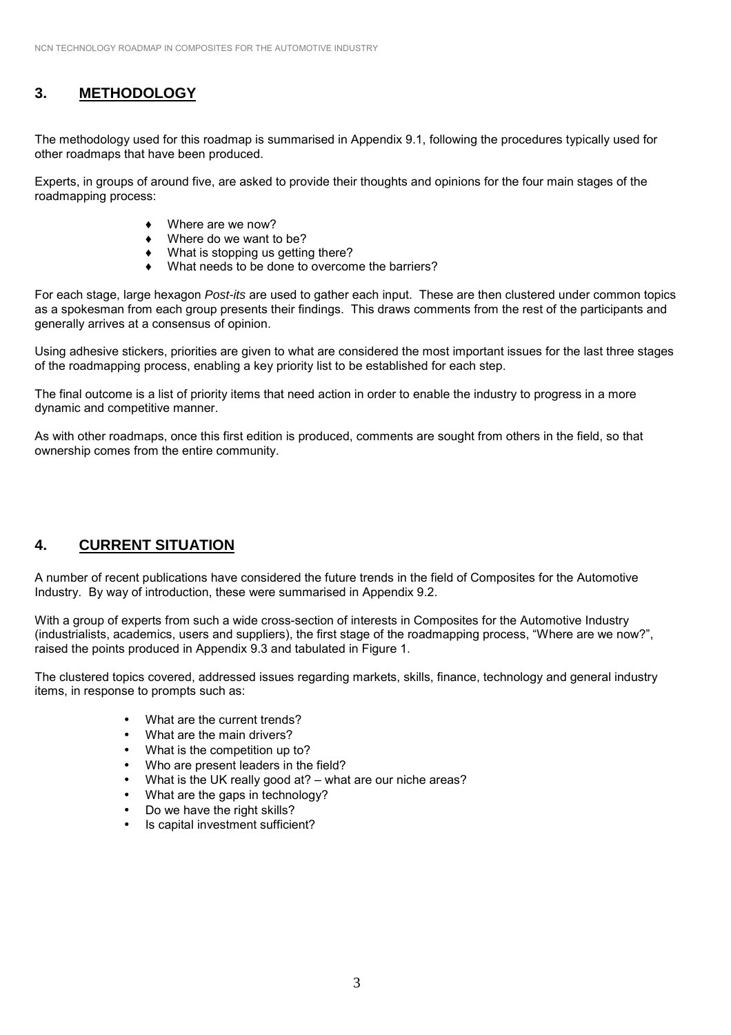## 3. METHODOLOGY

The methodology used for this roadmap is summarised in Appendix 9.1, following the procedures typically used for other roadmaps that have been produced.

Experts, in groups of around five, are asked to provide their thoughts and opinions for the four main stages of the roadmapping process:

- Where are we now?
- Where do we want to be?
- What is stopping us getting there?
- What needs to be done to overcome the barriers?

For each stage, large hexagon *Post-its* are used to gather each input. These are then clustered under common topics as a spokesman from each group presents their findings. This draws comments from the rest of the participants and generally arrives at a consensus of opinion.

Using adhesive stickers, priorities are given to what are considered the most important issues for the last three stages of the roadmapping process, enabling a key priority list to be established for each step.

The final outcome is a list of priority items that need action in order to enable the industry to progress in a more dynamic and competitive manner.

As with other roadmaps, once this first edition is produced, comments are sought from others in the field, so that ownership comes from the entire community.

## 4. CURRENT SITUATION

A number of recent publications have considered the future trends in the field of Composites for the Automotive Industry. By way of introduction, these were summarised in Appendix 9.2.

With a group of experts from such a wide cross-section of interests in Composites for the Automotive Industry (industrialists, academics, users and suppliers), the first stage of the roadmapping process, "Where are we now?", raised the points produced in Appendix 9.3 and tabulated in Figure 1.

The clustered topics covered, addressed issues regarding markets, skills, finance, technology and general industry items, in response to prompts such as:

- What are the current trends?
- What are the main drivers?
- What is the competition up to?
- Who are present leaders in the field?
- What is the UK really good at? – what are our niche areas?
- What are the gaps in technology?
- Do we have the right skills?
- Is capital investment sufficient?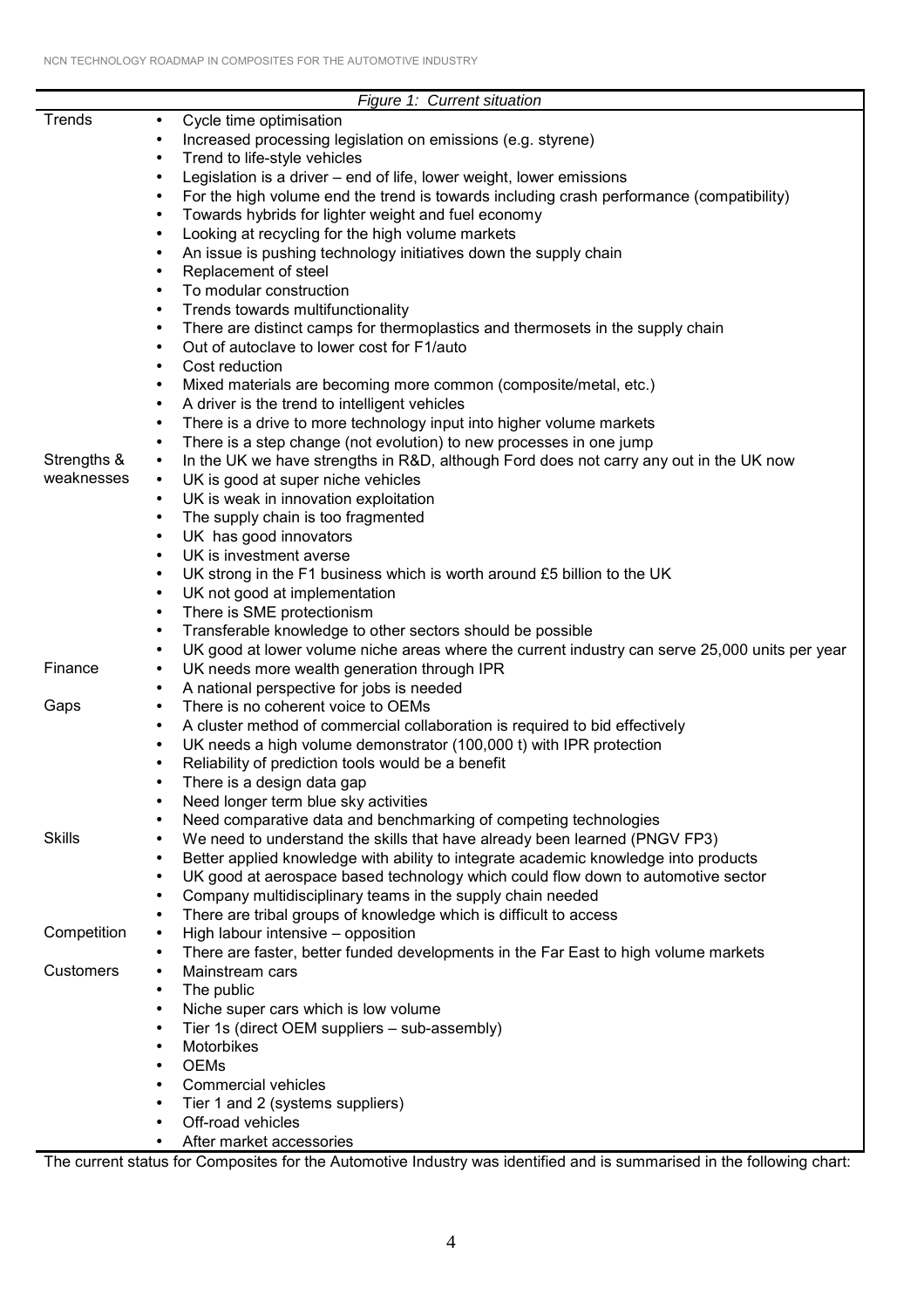*Figure 1: Current situation*

| | |
|---|---|
| Trends | • Cycle time optimisation<br>• Increased processing legislation on emissions (e.g. styrene)<br>• Trend to life-style vehicles<br>• Legislation is a driver – end of life, lower weight, lower emissions<br>• For the high volume end the trend is towards including crash performance (compatibility)<br>• Towards hybrids for lighter weight and fuel economy<br>• Looking at recycling for the high volume markets<br>• An issue is pushing technology initiatives down the supply chain<br>• Replacement of steel<br>• To modular construction<br>• Trends towards multifunctionality<br>• There are distinct camps for thermoplastics and thermosets in the supply chain<br>• Out of autoclave to lower cost for F1/auto<br>• Cost reduction<br>• Mixed materials are becoming more common (composite/metal, etc.)<br>• A driver is the trend to intelligent vehicles<br>• There is a drive to more technology input into higher volume markets<br>• There is a step change (not evolution) to new processes in one jump |
| Strengths & weaknesses | • In the UK we have strengths in R&D, although Ford does not carry any out in the UK now<br>• UK is good at super niche vehicles<br>• UK is weak in innovation exploitation<br>• The supply chain is too fragmented<br>• UK has good innovators<br>• UK is investment averse<br>• UK strong in the F1 business which is worth around £5 billion to the UK<br>• UK not good at implementation<br>• There is SME protectionism<br>• Transferable knowledge to other sectors should be possible<br>• UK good at lower volume niche areas where the current industry can serve 25,000 units per year |
| Finance | • UK needs more wealth generation through IPR<br>• A national perspective for jobs is needed |
| Gaps | • There is no coherent voice to OEMs<br>• A cluster method of commercial collaboration is required to bid effectively<br>• UK needs a high volume demonstrator (100,000 t) with IPR protection<br>• Reliability of prediction tools would be a benefit<br>• There is a design data gap<br>• Need longer term blue sky activities<br>• Need comparative data and benchmarking of competing technologies |
| Skills | • We need to understand the skills that have already been learned (PNGV FP3)<br>• Better applied knowledge with ability to integrate academic knowledge into products<br>• UK good at aerospace based technology which could flow down to automotive sector<br>• Company multidisciplinary teams in the supply chain needed<br>• There are tribal groups of knowledge which is difficult to access |
| Competition | • High labour intensive – opposition<br>• There are faster, better funded developments in the Far East to high volume markets |
| Customers | • Mainstream cars<br>• The public<br>• Niche super cars which is low volume<br>• Tier 1s (direct OEM suppliers – sub-assembly)<br>• Motorbikes<br>• OEMs<br>• Commercial vehicles<br>• Tier 1 and 2 (systems suppliers)<br>• Off-road vehicles<br>• After market accessories |

The current status for Composites for the Automotive Industry was identified and is summarised in the following chart: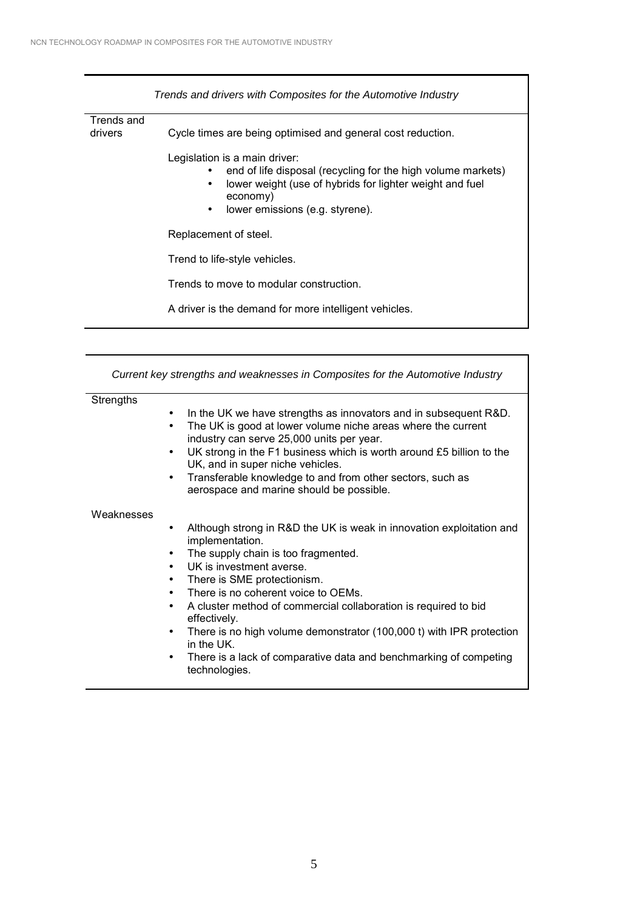| *Trends and drivers with Composites for the Automotive Industry* | |
|---|---|
| Trends and drivers | Cycle times are being optimised and general cost reduction.<br><br>Legislation is a main driver:<br>• end of life disposal (recycling for the high volume markets)<br>• lower weight (use of hybrids for lighter weight and fuel economy)<br>• lower emissions (e.g. styrene).<br><br>Replacement of steel.<br><br>Trend to life-style vehicles.<br><br>Trends to move to modular construction.<br><br>A driver is the demand for more intelligent vehicles. |

| *Current key strengths and weaknesses in Composites for the Automotive Industry* | |
|---|---|
| Strengths | • In the UK we have strengths as innovators and in subsequent R&D.<br>• The UK is good at lower volume niche areas where the current industry can serve 25,000 units per year.<br>• UK strong in the F1 business which is worth around £5 billion to the UK, and in super niche vehicles.<br>• Transferable knowledge to and from other sectors, such as aerospace and marine should be possible. |
| Weaknesses | • Although strong in R&D the UK is weak in innovation exploitation and implementation.<br>• The supply chain is too fragmented.<br>• UK is investment averse.<br>• There is SME protectionism.<br>• There is no coherent voice to OEMs.<br>• A cluster method of commercial collaboration is required to bid effectively.<br>• There is no high volume demonstrator (100,000 t) with IPR protection in the UK.<br>• There is a lack of comparative data and benchmarking of competing technologies. |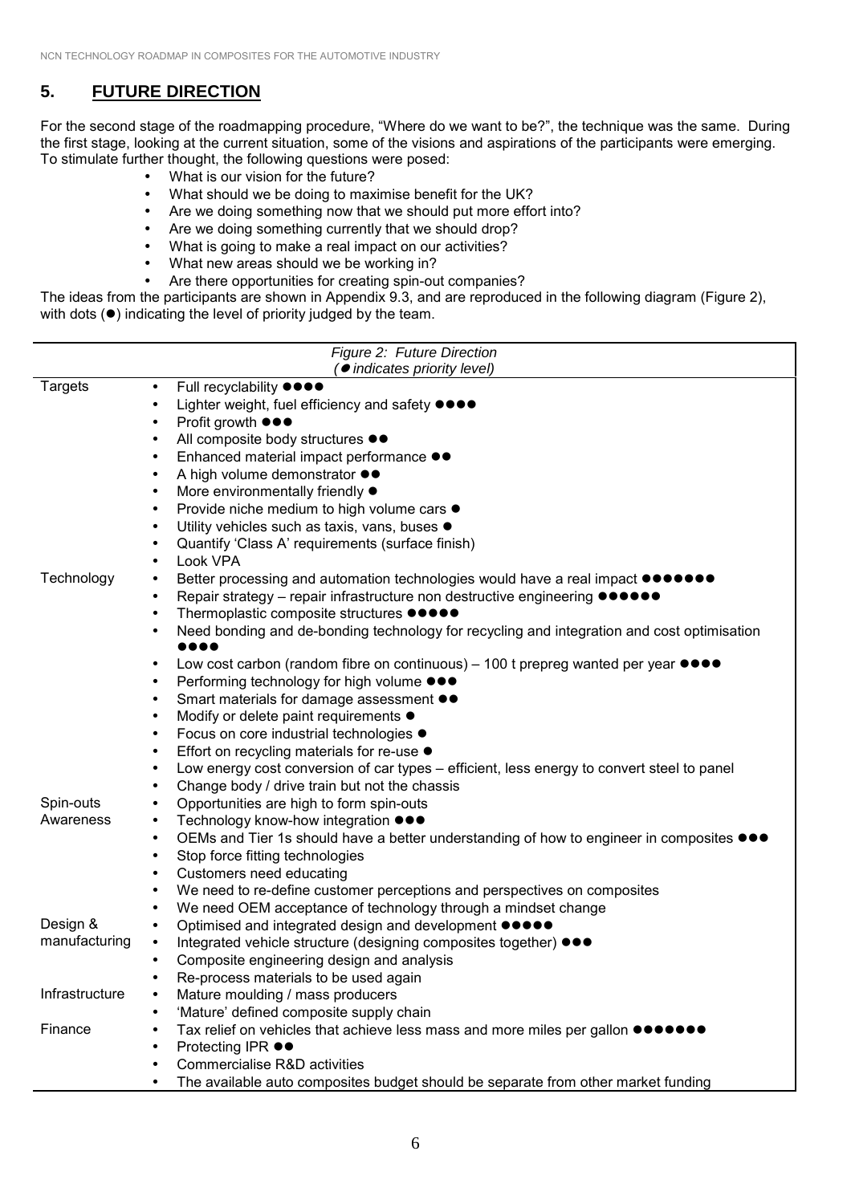## 5. FUTURE DIRECTION

For the second stage of the roadmapping procedure, "Where do we want to be?", the technique was the same. During the first stage, looking at the current situation, some of the visions and aspirations of the participants were emerging. To stimulate further thought, the following questions were posed:

- What is our vision for the future?
- What should we be doing to maximise benefit for the UK?
- Are we doing something now that we should put more effort into?
- Are we doing something currently that we should drop?
- What is going to make a real impact on our activities?
- What new areas should we be working in?
- Are there opportunities for creating spin-out companies?

The ideas from the participants are shown in Appendix 9.3, and are reproduced in the following diagram (Figure 2), with dots (●) indicating the level of priority judged by the team.

*Figure 2: Future Direction*
*(● indicates priority level)*

| | |
|---|---|
| Targets | • Full recyclability ●●●● <br> • Lighter weight, fuel efficiency and safety ●●●● <br> • Profit growth ●●● <br> • All composite body structures ●● <br> • Enhanced material impact performance ●● <br> • A high volume demonstrator ●● <br> • More environmentally friendly ● <br> • Provide niche medium to high volume cars ● <br> • Utility vehicles such as taxis, vans, buses ● <br> • Quantify 'Class A' requirements (surface finish) <br> • Look VPA |
| Technology | • Better processing and automation technologies would have a real impact ●●●●●●● <br> • Repair strategy – repair infrastructure non destructive engineering ●●●●●● <br> • Thermoplastic composite structures ●●●●● <br> • Need bonding and de-bonding technology for recycling and integration and cost optimisation ●●●● <br> • Low cost carbon (random fibre on continuous) – 100 t prepreg wanted per year ●●●● <br> • Performing technology for high volume ●●● <br> • Smart materials for damage assessment ●● <br> • Modify or delete paint requirements ● <br> • Focus on core industrial technologies ● <br> • Effort on recycling materials for re-use ● <br> • Low energy cost conversion of car types – efficient, less energy to convert steel to panel <br> • Change body / drive train but not the chassis |
| Spin-outs | • Opportunities are high to form spin-outs |
| Awareness | • Technology know-how integration ●●● <br> • OEMs and Tier 1s should have a better understanding of how to engineer in composites ●●● <br> • Stop force fitting technologies <br> • Customers need educating <br> • We need to re-define customer perceptions and perspectives on composites <br> • We need OEM acceptance of technology through a mindset change |
| Design & manufacturing | • Optimised and integrated design and development ●●●●● <br> • Integrated vehicle structure (designing composites together) ●●● <br> • Composite engineering design and analysis <br> • Re-process materials to be used again |
| Infrastructure | • Mature moulding / mass producers <br> • 'Mature' defined composite supply chain |
| Finance | • Tax relief on vehicles that achieve less mass and more miles per gallon ●●●●●●● <br> • Protecting IPR ●● <br> • Commercialise R&D activities <br> • The available auto composites budget should be separate from other market funding |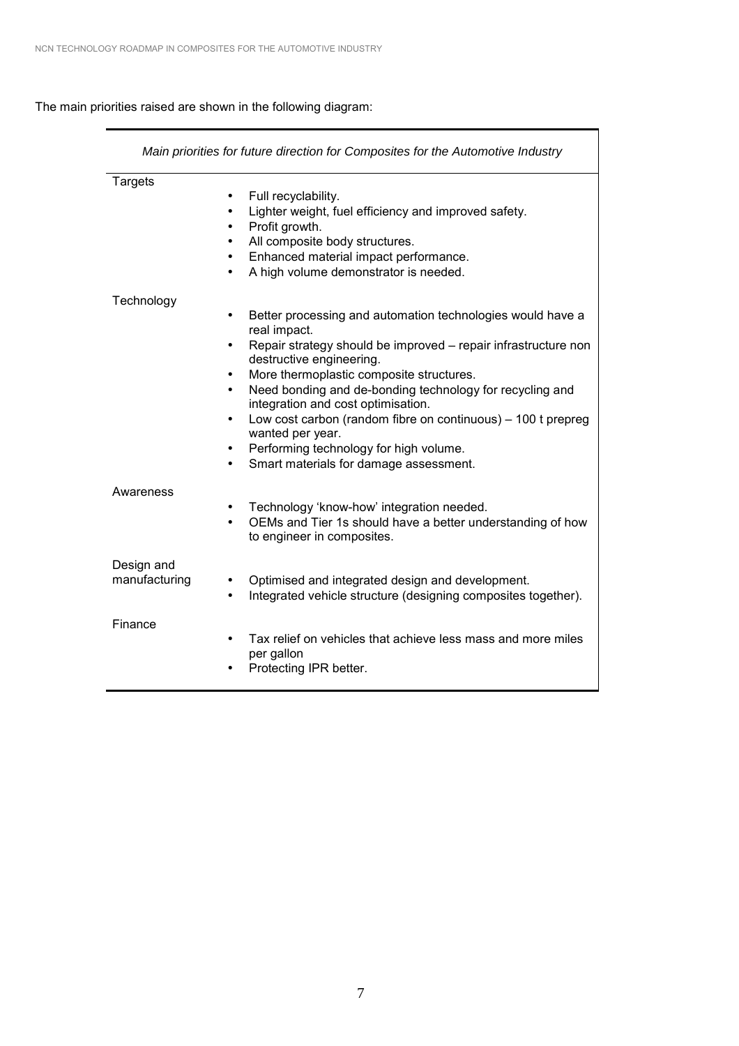The main priorities raised are shown in the following diagram:

| *Main priorities for future direction for Composites for the Automotive Industry* | |
|---|---|
| Targets | • Full recyclability.<br>• Lighter weight, fuel efficiency and improved safety.<br>• Profit growth.<br>• All composite body structures.<br>• Enhanced material impact performance.<br>• A high volume demonstrator is needed. |
| Technology | • Better processing and automation technologies would have a real impact.<br>• Repair strategy should be improved – repair infrastructure non destructive engineering.<br>• More thermoplastic composite structures.<br>• Need bonding and de-bonding technology for recycling and integration and cost optimisation.<br>• Low cost carbon (random fibre on continuous) – 100 t prepreg wanted per year.<br>• Performing technology for high volume.<br>• Smart materials for damage assessment. |
| Awareness | • Technology 'know-how' integration needed.<br>• OEMs and Tier 1s should have a better understanding of how to engineer in composites. |
| Design and manufacturing | • Optimised and integrated design and development.<br>• Integrated vehicle structure (designing composites together). |
| Finance | • Tax relief on vehicles that achieve less mass and more miles per gallon<br>• Protecting IPR better. |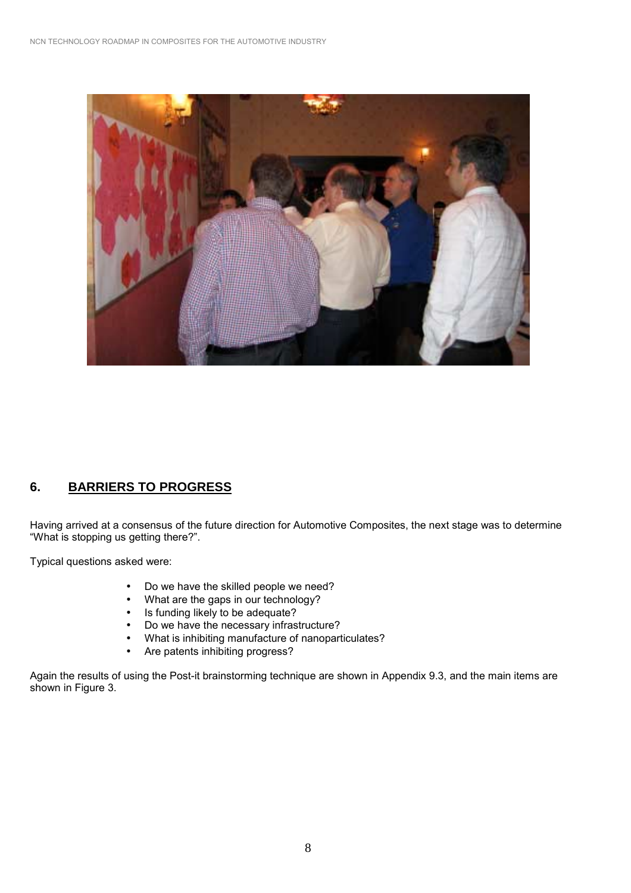## 6. BARRIERS TO PROGRESS

Having arrived at a consensus of the future direction for Automotive Composites, the next stage was to determine "What is stopping us getting there?".

Typical questions asked were:

- Do we have the skilled people we need?
- What are the gaps in our technology?
- Is funding likely to be adequate?
- Do we have the necessary infrastructure?
- What is inhibiting manufacture of nanoparticulates?
- Are patents inhibiting progress?

Again the results of using the Post-it brainstorming technique are shown in Appendix 9.3, and the main items are shown in Figure 3.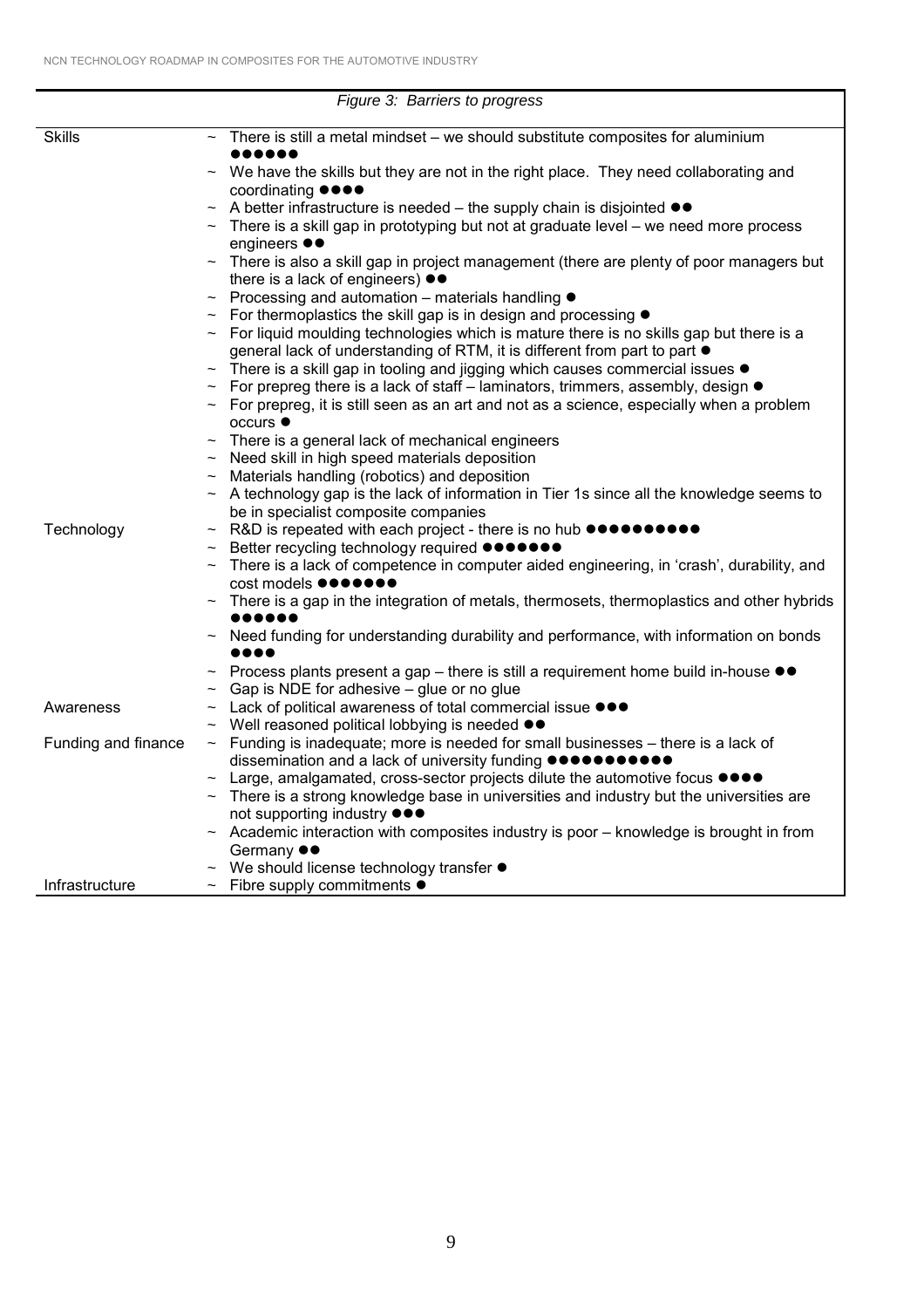*Figure 3: Barriers to progress*

| | |
|---|---|
| Skills | ~ There is still a metal mindset – we should substitute composites for aluminium ●●●●●● |
| | ~ We have the skills but they are not in the right place. They need collaborating and coordinating ●●●● |
| | ~ A better infrastructure is needed – the supply chain is disjointed ●● |
| | ~ There is a skill gap in prototyping but not at graduate level – we need more process engineers ●● |
| | ~ There is also a skill gap in project management (there are plenty of poor managers but there is a lack of engineers) ●● |
| | ~ Processing and automation – materials handling ● |
| | ~ For thermoplastics the skill gap is in design and processing ● |
| | ~ For liquid moulding technologies which is mature there is no skills gap but there is a general lack of understanding of RTM, it is different from part to part ● |
| | ~ There is a skill gap in tooling and jigging which causes commercial issues ● |
| | ~ For prepreg there is a lack of staff – laminators, trimmers, assembly, design ● |
| | ~ For prepreg, it is still seen as an art and not as a science, especially when a problem occurs ● |
| | ~ There is a general lack of mechanical engineers |
| | ~ Need skill in high speed materials deposition |
| | ~ Materials handling (robotics) and deposition |
| | ~ A technology gap is the lack of information in Tier 1s since all the knowledge seems to be in specialist composite companies |
| Technology | ~ R&D is repeated with each project - there is no hub ●●●●●●●●●● |
| | ~ Better recycling technology required ●●●●●●● |
| | ~ There is a lack of competence in computer aided engineering, in 'crash', durability, and cost models ●●●●●●● |
| | ~ There is a gap in the integration of metals, thermosets, thermoplastics and other hybrids ●●●●●● |
| | ~ Need funding for understanding durability and performance, with information on bonds ●●●● |
| | ~ Process plants present a gap – there is still a requirement home build in-house ●● |
| | ~ Gap is NDE for adhesive – glue or no glue |
| Awareness | ~ Lack of political awareness of total commercial issue ●●● |
| | ~ Well reasoned political lobbying is needed ●● |
| Funding and finance | ~ Funding is inadequate; more is needed for small businesses – there is a lack of dissemination and a lack of university funding ●●●●●●●●●●● |
| | ~ Large, amalgamated, cross-sector projects dilute the automotive focus ●●●● |
| | ~ There is a strong knowledge base in universities and industry but the universities are not supporting industry ●●● |
| | ~ Academic interaction with composites industry is poor – knowledge is brought in from Germany ●● |
| | ~ We should license technology transfer ● |
| Infrastructure | ~ Fibre supply commitments ● |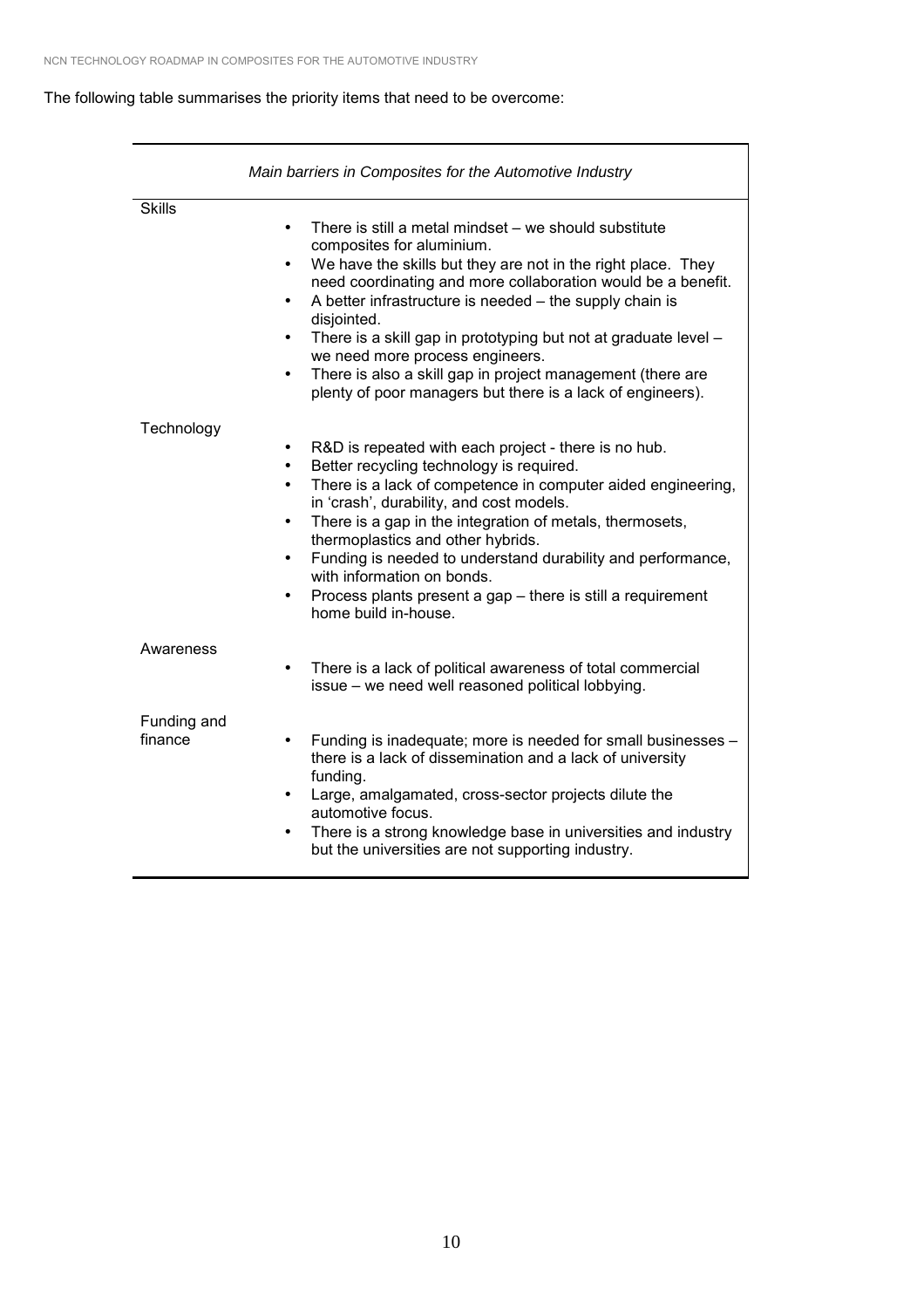The following table summarises the priority items that need to be overcome:

| *Main barriers in Composites for the Automotive Industry* | |
|---|---|
| Skills | • There is still a metal mindset – we should substitute composites for aluminium.<br>• We have the skills but they are not in the right place. They need coordinating and more collaboration would be a benefit.<br>• A better infrastructure is needed – the supply chain is disjointed.<br>• There is a skill gap in prototyping but not at graduate level – we need more process engineers.<br>• There is also a skill gap in project management (there are plenty of poor managers but there is a lack of engineers). |
| Technology | • R&D is repeated with each project - there is no hub.<br>• Better recycling technology is required.<br>• There is a lack of competence in computer aided engineering, in 'crash', durability, and cost models.<br>• There is a gap in the integration of metals, thermosets, thermoplastics and other hybrids.<br>• Funding is needed to understand durability and performance, with information on bonds.<br>• Process plants present a gap – there is still a requirement home build in-house. |
| Awareness | • There is a lack of political awareness of total commercial issue – we need well reasoned political lobbying. |
| Funding and finance | • Funding is inadequate; more is needed for small businesses – there is a lack of dissemination and a lack of university funding.<br>• Large, amalgamated, cross-sector projects dilute the automotive focus.<br>• There is a strong knowledge base in universities and industry but the universities are not supporting industry. |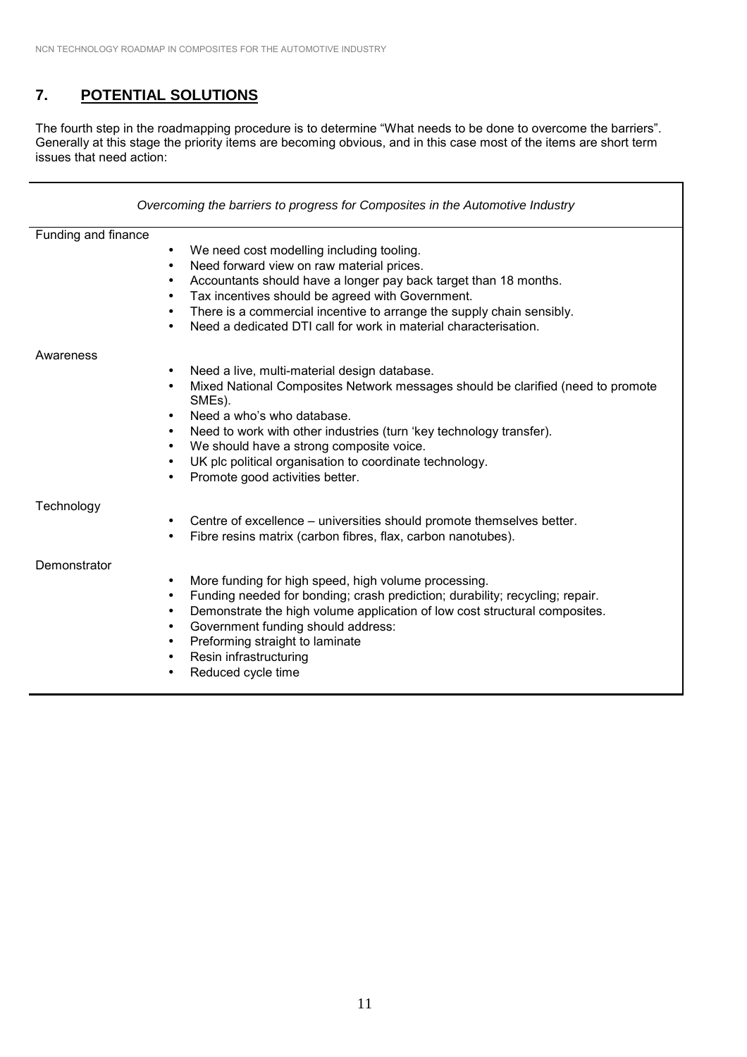## 7. POTENTIAL SOLUTIONS

The fourth step in the roadmapping procedure is to determine "What needs to be done to overcome the barriers". Generally at this stage the priority items are becoming obvious, and in this case most of the items are short term issues that need action:

*Overcoming the barriers to progress for Composites in the Automotive Industry*

Funding and finance

- We need cost modelling including tooling.
- Need forward view on raw material prices.
- Accountants should have a longer pay back target than 18 months.
- Tax incentives should be agreed with Government.
- There is a commercial incentive to arrange the supply chain sensibly.
- Need a dedicated DTI call for work in material characterisation.

Awareness

- Need a live, multi-material design database.
- Mixed National Composites Network messages should be clarified (need to promote SMEs).
- Need a who's who database.
- Need to work with other industries (turn 'key technology transfer).
- We should have a strong composite voice.
- UK plc political organisation to coordinate technology.
- Promote good activities better.

Technology

- Centre of excellence – universities should promote themselves better.
- Fibre resins matrix (carbon fibres, flax, carbon nanotubes).

Demonstrator

- More funding for high speed, high volume processing.
- Funding needed for bonding; crash prediction; durability; recycling; repair.
- Demonstrate the high volume application of low cost structural composites.
- Government funding should address:
- Preforming straight to laminate
- Resin infrastructuring
- Reduced cycle time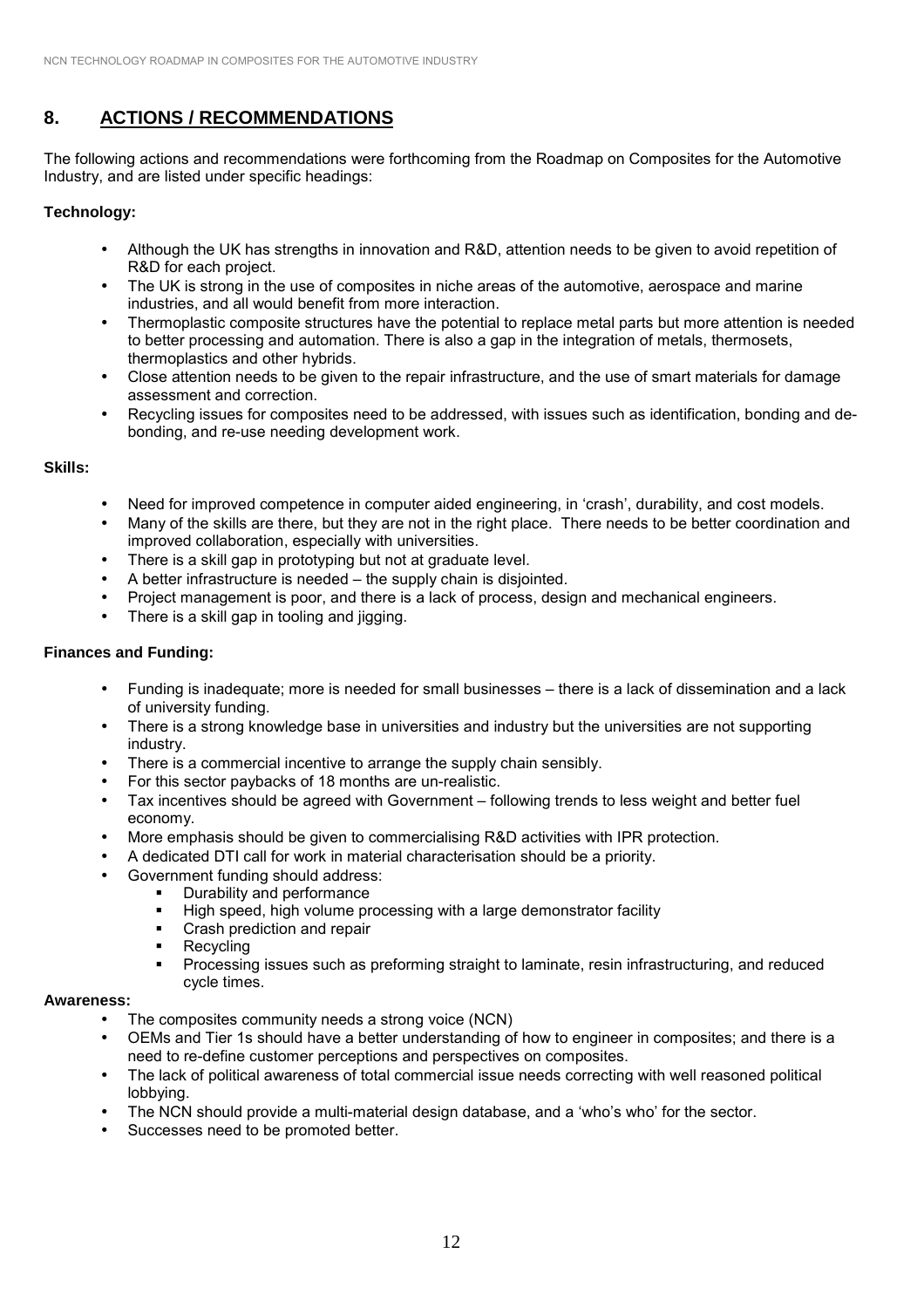## 8. ACTIONS / RECOMMENDATIONS

The following actions and recommendations were forthcoming from the Roadmap on Composites for the Automotive Industry, and are listed under specific headings:

**Technology:**

- Although the UK has strengths in innovation and R&D, attention needs to be given to avoid repetition of R&D for each project.
- The UK is strong in the use of composites in niche areas of the automotive, aerospace and marine industries, and all would benefit from more interaction.
- Thermoplastic composite structures have the potential to replace metal parts but more attention is needed to better processing and automation. There is also a gap in the integration of metals, thermosets, thermoplastics and other hybrids.
- Close attention needs to be given to the repair infrastructure, and the use of smart materials for damage assessment and correction.
- Recycling issues for composites need to be addressed, with issues such as identification, bonding and de-bonding, and re-use needing development work.

**Skills:**

- Need for improved competence in computer aided engineering, in 'crash', durability, and cost models.
- Many of the skills are there, but they are not in the right place. There needs to be better coordination and improved collaboration, especially with universities.
- There is a skill gap in prototyping but not at graduate level.
- A better infrastructure is needed – the supply chain is disjointed.
- Project management is poor, and there is a lack of process, design and mechanical engineers.
- There is a skill gap in tooling and jigging.

**Finances and Funding:**

- Funding is inadequate; more is needed for small businesses – there is a lack of dissemination and a lack of university funding.
- There is a strong knowledge base in universities and industry but the universities are not supporting industry.
- There is a commercial incentive to arrange the supply chain sensibly.
- For this sector paybacks of 18 months are un-realistic.
- Tax incentives should be agreed with Government – following trends to less weight and better fuel economy.
- More emphasis should be given to commercialising R&D activities with IPR protection.
- A dedicated DTI call for work in material characterisation should be a priority.
- Government funding should address:
  - Durability and performance
  - High speed, high volume processing with a large demonstrator facility
  - Crash prediction and repair
  - Recycling
  - Processing issues such as preforming straight to laminate, resin infrastructuring, and reduced cycle times.

**Awareness:**

- The composites community needs a strong voice (NCN)
- OEMs and Tier 1s should have a better understanding of how to engineer in composites; and there is a need to re-define customer perceptions and perspectives on composites.
- The lack of political awareness of total commercial issue needs correcting with well reasoned political lobbying.
- The NCN should provide a multi-material design database, and a 'who's who' for the sector.
- Successes need to be promoted better.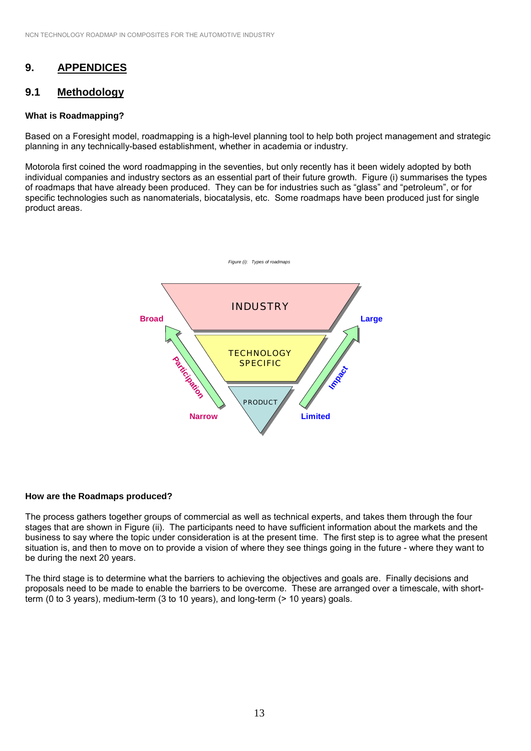# 9. APPENDICES

## 9.1 Methodology

**What is Roadmapping?**

Based on a Foresight model, roadmapping is a high-level planning tool to help both project management and strategic planning in any technically-based establishment, whether in academia or industry.

Motorola first coined the word roadmapping in the seventies, but only recently has it been widely adopted by both individual companies and industry sectors as an essential part of their future growth. Figure (i) summarises the types of roadmaps that have already been produced. They can be for industries such as "glass" and "petroleum", or for specific technologies such as nanomaterials, biocatalysis, etc. Some roadmaps have been produced just for single product areas.

*Figure (i): Types of roadmaps*

INDUSTRY

TECHNOLOGY SPECIFIC

PRODUCT

Participation: Narrow → Broad

Impact: Limited → Large

**How are the Roadmaps produced?**

The process gathers together groups of commercial as well as technical experts, and takes them through the four stages that are shown in Figure (ii). The participants need to have sufficient information about the markets and the business to say where the topic under consideration is at the present time. The first step is to agree what the present situation is, and then to move on to provide a vision of where they see things going in the future - where they want to be during the next 20 years.

The third stage is to determine what the barriers to achieving the objectives and goals are. Finally decisions and proposals need to be made to enable the barriers to be overcome. These are arranged over a timescale, with short-term (0 to 3 years), medium-term (3 to 10 years), and long-term (> 10 years) goals.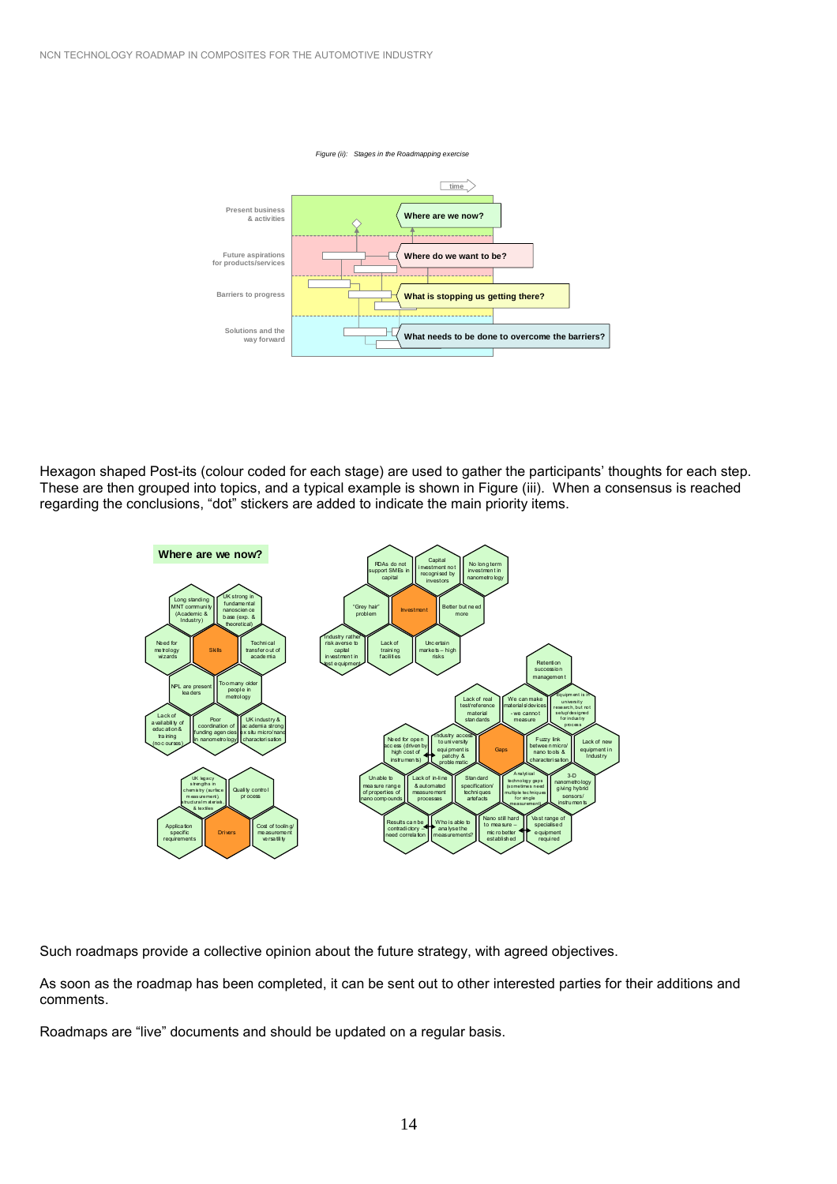*Figure (ii): Stages in the Roadmapping exercise*

| | |
|---|---|
| Present business & activities | Where are we now? |
| Future aspirations for products/services | Where do we want to be? |
| Barriers to progress | What is stopping us getting there? |
| Solutions and the way forward | What needs to be done to overcome the barriers? |

Hexagon shaped Post-its (colour coded for each stage) are used to gather the participants' thoughts for each step. These are then grouped into topics, and a typical example is shown in Figure (iii). When a consensus is reached regarding the conclusions, "dot" stickers are added to indicate the main priority items.

**Where are we now?**

**Skills:** Long standing MNT community (Academic & Industry); UK strong in fundamental nanoscience base (exp. & theoretical); Need for metrology wizards; Technical transfer out of academia; NPL are present leaders; Too many older people in metrology; Lack of availability of education & training (no courses); Poor coordination of funding agencies in nanometrology; UK industry & academia strong ex situ micro/nano characterisation

**Drivers:** UK legacy strengths in chemistry (surface measurement) structural materials & textiles; Quality control process; Application specific requirements; Cost of tooling/measurement versatility

**Investment:** RDAs do not support SMEs in capital; Capital investment not recognised by investors; No long term investment in nanometrology; "Grey hair" problem; Better but need more; Industry rather risk averse to capital investment in test equipment; Lack of training facilities; Uncertain markets – high risks

**Gaps:** Retention succession management; Lack of real test/reference material standards; We can make materials/devices – we cannot measure; Equipment is in university research, but not setup/designed for industry process; Need for open access (driven by high cost of instruments); Industry access to university equipment is patchy & problematic; Fuzzy link between micro/nano tools & characterisation; Lack of new equipment in Industry; Unable to measure range of properties of nano compounds; Lack of in-line & automated measurement processes; Standard specification/techniques artefacts; Analytical technology gaps (sometimes need multiple techniques for single measurement); 3-D nanometrology giving hybrid sensors/instruments; Results can be contradictory – need correlation; Who is able to analyse the measurements?; Nano still hard to measure – micro better established; Vast range of specialised equipment required

Such roadmaps provide a collective opinion about the future strategy, with agreed objectives.

As soon as the roadmap has been completed, it can be sent out to other interested parties for their additions and comments.

Roadmaps are "live" documents and should be updated on a regular basis.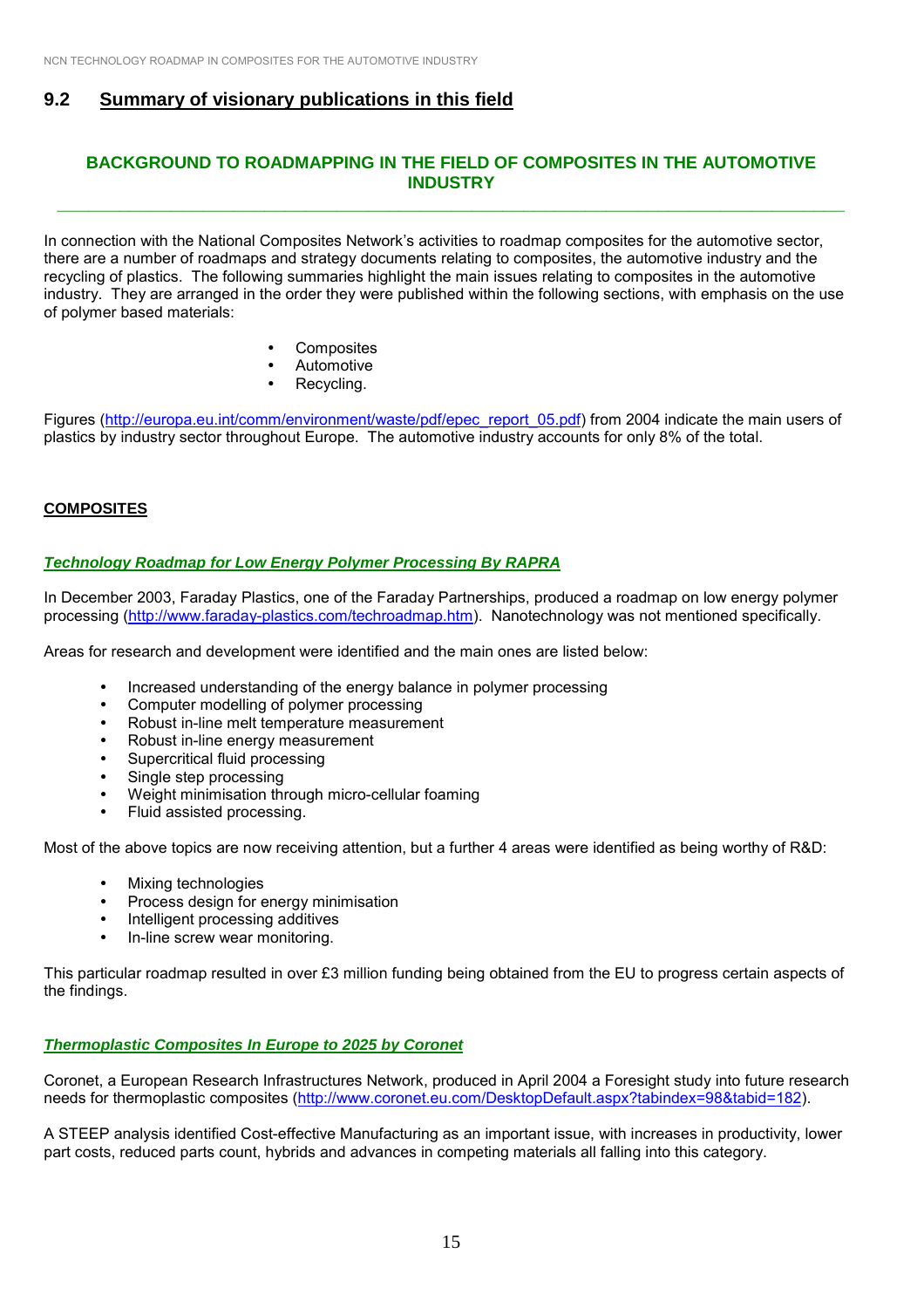## 9.2 Summary of visionary publications in this field

### BACKGROUND TO ROADMAPPING IN THE FIELD OF COMPOSITES IN THE AUTOMOTIVE INDUSTRY

In connection with the National Composites Network's activities to roadmap composites for the automotive sector, there are a number of roadmaps and strategy documents relating to composites, the automotive industry and the recycling of plastics. The following summaries highlight the main issues relating to composites in the automotive industry. They are arranged in the order they were published within the following sections, with emphasis on the use of polymer based materials:

- Composites
- Automotive
- Recycling.

Figures (http://europa.eu.int/comm/environment/waste/pdf/epec_report_05.pdf) from 2004 indicate the main users of plastics by industry sector throughout Europe. The automotive industry accounts for only 8% of the total.

#### COMPOSITES

***Technology Roadmap for Low Energy Polymer Processing By RAPRA***

In December 2003, Faraday Plastics, one of the Faraday Partnerships, produced a roadmap on low energy polymer processing (http://www.faraday-plastics.com/techroadmap.htm). Nanotechnology was not mentioned specifically.

Areas for research and development were identified and the main ones are listed below:

- Increased understanding of the energy balance in polymer processing
- Computer modelling of polymer processing
- Robust in-line melt temperature measurement
- Robust in-line energy measurement
- Supercritical fluid processing
- Single step processing
- Weight minimisation through micro-cellular foaming
- Fluid assisted processing.

Most of the above topics are now receiving attention, but a further 4 areas were identified as being worthy of R&D:

- Mixing technologies
- Process design for energy minimisation
- Intelligent processing additives
- In-line screw wear monitoring.

This particular roadmap resulted in over £3 million funding being obtained from the EU to progress certain aspects of the findings.

***Thermoplastic Composites In Europe to 2025 by Coronet***

Coronet, a European Research Infrastructures Network, produced in April 2004 a Foresight study into future research needs for thermoplastic composites (http://www.coronet.eu.com/DesktopDefault.aspx?tabindex=98&tabid=182).

A STEEP analysis identified Cost-effective Manufacturing as an important issue, with increases in productivity, lower part costs, reduced parts count, hybrids and advances in competing materials all falling into this category.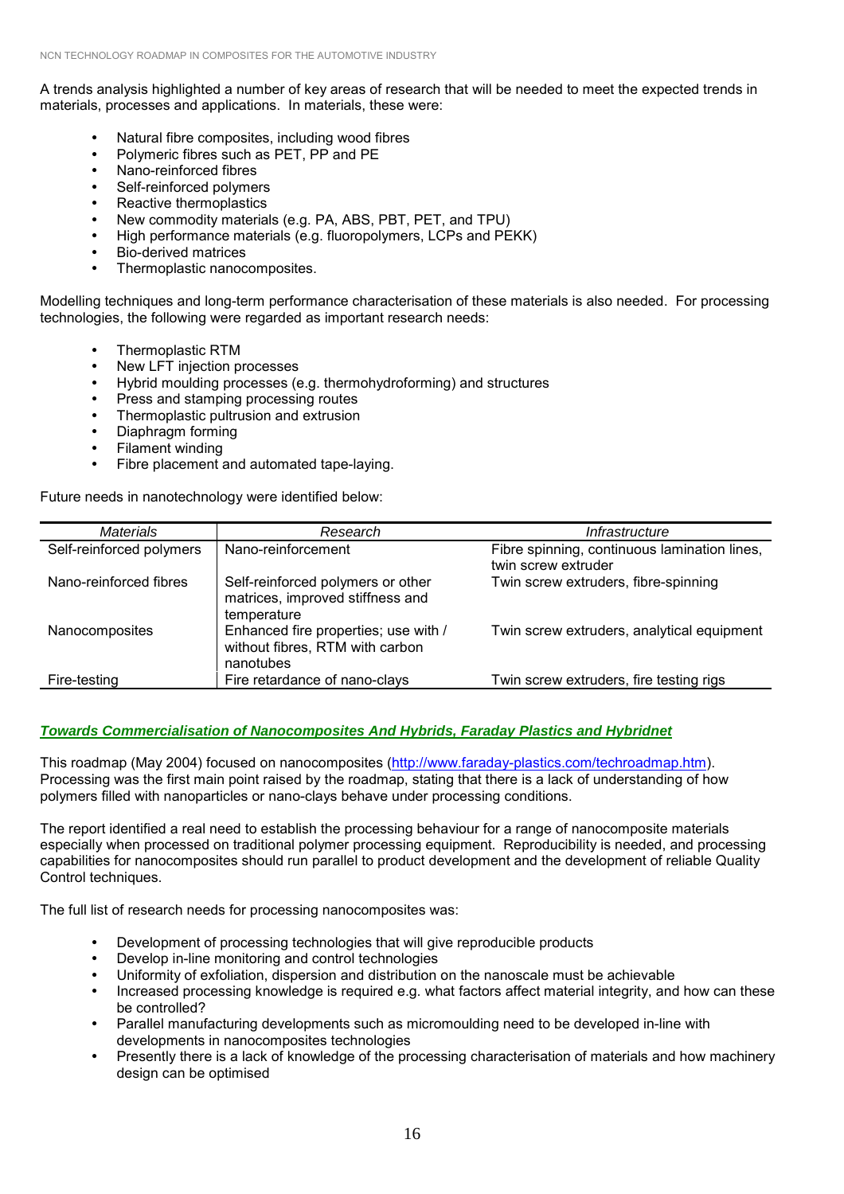A trends analysis highlighted a number of key areas of research that will be needed to meet the expected trends in materials, processes and applications. In materials, these were:

- Natural fibre composites, including wood fibres
- Polymeric fibres such as PET, PP and PE
- Nano-reinforced fibres
- Self-reinforced polymers
- Reactive thermoplastics
- New commodity materials (e.g. PA, ABS, PBT, PET, and TPU)
- High performance materials (e.g. fluoropolymers, LCPs and PEKK)
- Bio-derived matrices
- Thermoplastic nanocomposites.

Modelling techniques and long-term performance characterisation of these materials is also needed. For processing technologies, the following were regarded as important research needs:

- Thermoplastic RTM
- New LFT injection processes
- Hybrid moulding processes (e.g. thermohydroforming) and structures
- Press and stamping processing routes
- Thermoplastic pultrusion and extrusion
- Diaphragm forming
- Filament winding
- Fibre placement and automated tape-laying.

Future needs in nanotechnology were identified below:

| *Materials* | *Research* | *Infrastructure* |
|---|---|---|
| Self-reinforced polymers | Nano-reinforcement | Fibre spinning, continuous lamination lines, twin screw extruder |
| Nano-reinforced fibres | Self-reinforced polymers or other matrices, improved stiffness and temperature | Twin screw extruders, fibre-spinning |
| Nanocomposites | Enhanced fire properties; use with / without fibres, RTM with carbon nanotubes | Twin screw extruders, analytical equipment |
| Fire-testing | Fire retardance of nano-clays | Twin screw extruders, fire testing rigs |

***Towards Commercialisation of Nanocomposites And Hybrids, Faraday Plastics and Hybridnet***

This roadmap (May 2004) focused on nanocomposites (http://www.faraday-plastics.com/techroadmap.htm). Processing was the first main point raised by the roadmap, stating that there is a lack of understanding of how polymers filled with nanoparticles or nano-clays behave under processing conditions.

The report identified a real need to establish the processing behaviour for a range of nanocomposite materials especially when processed on traditional polymer processing equipment. Reproducibility is needed, and processing capabilities for nanocomposites should run parallel to product development and the development of reliable Quality Control techniques.

The full list of research needs for processing nanocomposites was:

- Development of processing technologies that will give reproducible products
- Develop in-line monitoring and control technologies
- Uniformity of exfoliation, dispersion and distribution on the nanoscale must be achievable
- Increased processing knowledge is required e.g. what factors affect material integrity, and how can these be controlled?
- Parallel manufacturing developments such as micromoulding need to be developed in-line with developments in nanocomposites technologies
- Presently there is a lack of knowledge of the processing characterisation of materials and how machinery design can be optimised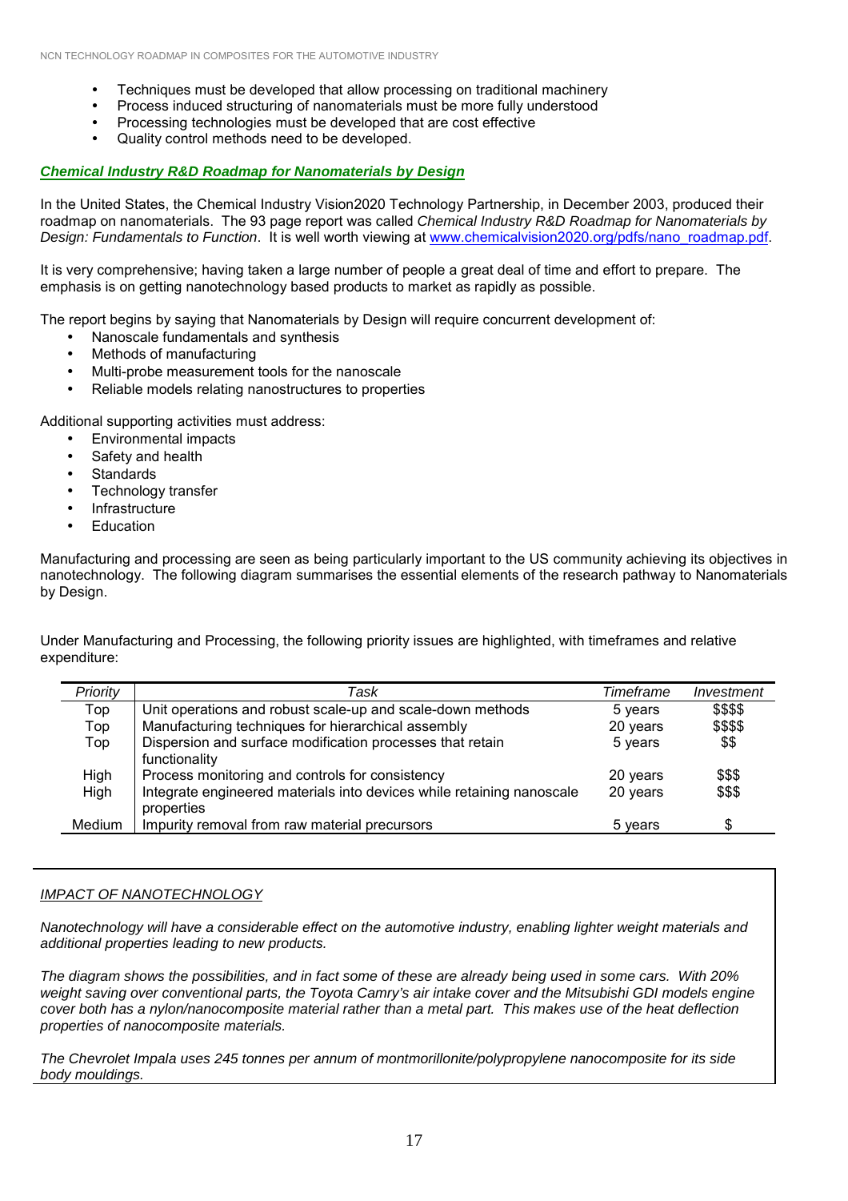- Techniques must be developed that allow processing on traditional machinery
- Process induced structuring of nanomaterials must be more fully understood
- Processing technologies must be developed that are cost effective
- Quality control methods need to be developed.

### *Chemical Industry R&D Roadmap for Nanomaterials by Design*

In the United States, the Chemical Industry Vision2020 Technology Partnership, in December 2003, produced their roadmap on nanomaterials. The 93 page report was called *Chemical Industry R&D Roadmap for Nanomaterials by Design: Fundamentals to Function*. It is well worth viewing at www.chemicalvision2020.org/pdfs/nano_roadmap.pdf.

It is very comprehensive; having taken a large number of people a great deal of time and effort to prepare. The emphasis is on getting nanotechnology based products to market as rapidly as possible.

The report begins by saying that Nanomaterials by Design will require concurrent development of:

- Nanoscale fundamentals and synthesis
- Methods of manufacturing
- Multi-probe measurement tools for the nanoscale
- Reliable models relating nanostructures to properties

Additional supporting activities must address:

- Environmental impacts
- Safety and health
- Standards
- Technology transfer
- Infrastructure
- Education

Manufacturing and processing are seen as being particularly important to the US community achieving its objectives in nanotechnology. The following diagram summarises the essential elements of the research pathway to Nanomaterials by Design.

Under Manufacturing and Processing, the following priority issues are highlighted, with timeframes and relative expenditure:

| *Priority* | *Task* | *Timeframe* | *Investment* |
|---|---|---|---|
| Top | Unit operations and robust scale-up and scale-down methods | 5 years | $$$$ |
| Top | Manufacturing techniques for hierarchical assembly | 20 years | $$$$ |
| Top | Dispersion and surface modification processes that retain functionality | 5 years | $$ |
| High | Process monitoring and controls for consistency | 20 years | $$$ |
| High | Integrate engineered materials into devices while retaining nanoscale properties | 20 years | $$$ |
| Medium | Impurity removal from raw material precursors | 5 years | $ |

*IMPACT OF NANOTECHNOLOGY*

*Nanotechnology will have a considerable effect on the automotive industry, enabling lighter weight materials and additional properties leading to new products.*

*The diagram shows the possibilities, and in fact some of these are already being used in some cars. With 20% weight saving over conventional parts, the Toyota Camry's air intake cover and the Mitsubishi GDI models engine cover both has a nylon/nanocomposite material rather than a metal part. This makes use of the heat deflection properties of nanocomposite materials.*

*The Chevrolet Impala uses 245 tonnes per annum of montmorillonite/polypropylene nanocomposite for its side body mouldings.*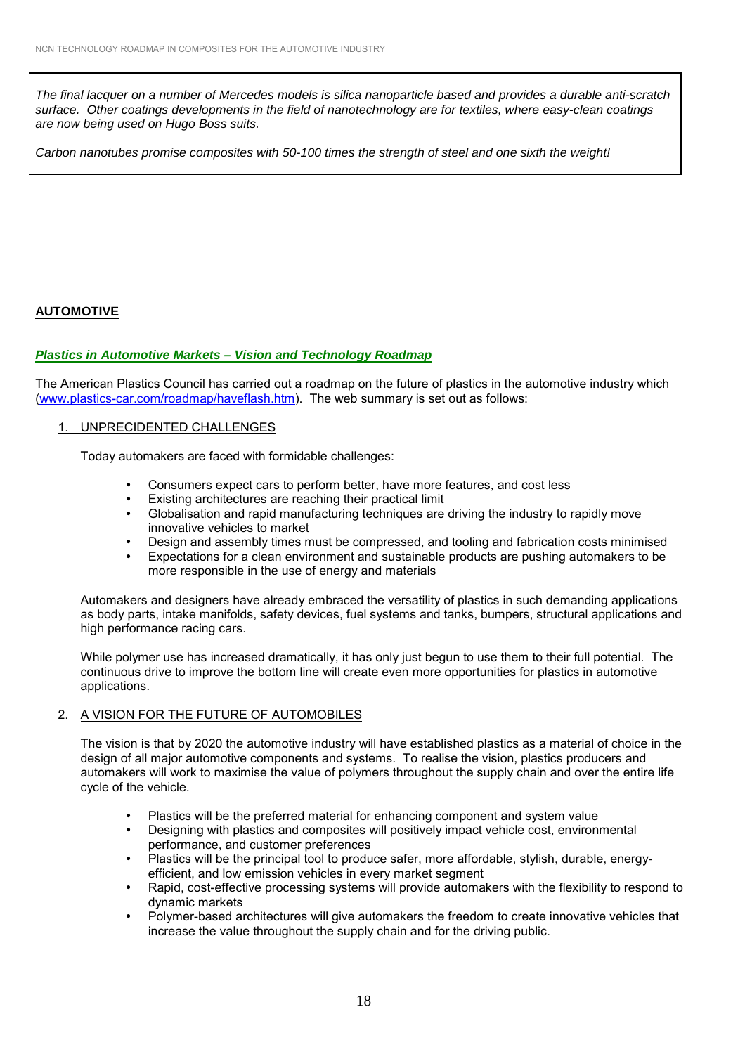*The final lacquer on a number of Mercedes models is silica nanoparticle based and provides a durable anti-scratch surface. Other coatings developments in the field of nanotechnology are for textiles, where easy-clean coatings are now being used on Hugo Boss suits.*

*Carbon nanotubes promise composites with 50-100 times the strength of steel and one sixth the weight!*

## AUTOMOTIVE

### *Plastics in Automotive Markets – Vision and Technology Roadmap*

The American Plastics Council has carried out a roadmap on the future of plastics in the automotive industry which (www.plastics-car.com/roadmap/haveflash.htm). The web summary is set out as follows:

1. UNPRECIDENTED CHALLENGES

   Today automakers are faced with formidable challenges:

   - Consumers expect cars to perform better, have more features, and cost less
   - Existing architectures are reaching their practical limit
   - Globalisation and rapid manufacturing techniques are driving the industry to rapidly move innovative vehicles to market
   - Design and assembly times must be compressed, and tooling and fabrication costs minimised
   - Expectations for a clean environment and sustainable products are pushing automakers to be more responsible in the use of energy and materials

   Automakers and designers have already embraced the versatility of plastics in such demanding applications as body parts, intake manifolds, safety devices, fuel systems and tanks, bumpers, structural applications and high performance racing cars.

   While polymer use has increased dramatically, it has only just begun to use them to their full potential. The continuous drive to improve the bottom line will create even more opportunities for plastics in automotive applications.

2. A VISION FOR THE FUTURE OF AUTOMOBILES

   The vision is that by 2020 the automotive industry will have established plastics as a material of choice in the design of all major automotive components and systems. To realise the vision, plastics producers and automakers will work to maximise the value of polymers throughout the supply chain and over the entire life cycle of the vehicle.

   - Plastics will be the preferred material for enhancing component and system value
   - Designing with plastics and composites will positively impact vehicle cost, environmental performance, and customer preferences
   - Plastics will be the principal tool to produce safer, more affordable, stylish, durable, energy-efficient, and low emission vehicles in every market segment
   - Rapid, cost-effective processing systems will provide automakers with the flexibility to respond to dynamic markets
   - Polymer-based architectures will give automakers the freedom to create innovative vehicles that increase the value throughout the supply chain and for the driving public.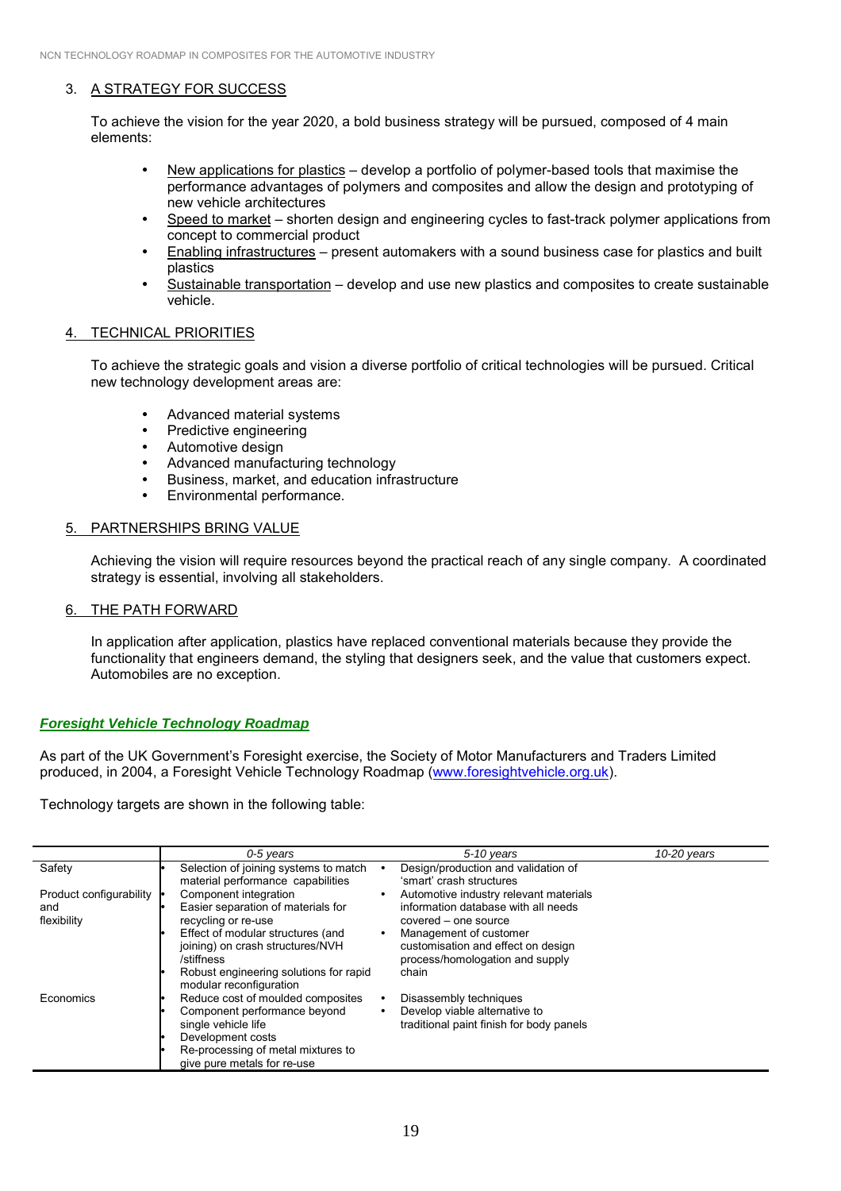## 3. A STRATEGY FOR SUCCESS

To achieve the vision for the year 2020, a bold business strategy will be pursued, composed of 4 main elements:

- New applications for plastics – develop a portfolio of polymer-based tools that maximise the performance advantages of polymers and composites and allow the design and prototyping of new vehicle architectures
- Speed to market – shorten design and engineering cycles to fast-track polymer applications from concept to commercial product
- Enabling infrastructures – present automakers with a sound business case for plastics and built plastics
- Sustainable transportation – develop and use new plastics and composites to create sustainable vehicle.

## 4. TECHNICAL PRIORITIES

To achieve the strategic goals and vision a diverse portfolio of critical technologies will be pursued. Critical new technology development areas are:

- Advanced material systems
- Predictive engineering
- Automotive design
- Advanced manufacturing technology
- Business, market, and education infrastructure
- Environmental performance.

## 5. PARTNERSHIPS BRING VALUE

Achieving the vision will require resources beyond the practical reach of any single company. A coordinated strategy is essential, involving all stakeholders.

## 6. THE PATH FORWARD

In application after application, plastics have replaced conventional materials because they provide the functionality that engineers demand, the styling that designers seek, and the value that customers expect. Automobiles are no exception.

### *Foresight Vehicle Technology Roadmap*

As part of the UK Government's Foresight exercise, the Society of Motor Manufacturers and Traders Limited produced, in 2004, a Foresight Vehicle Technology Roadmap (www.foresightvehicle.org.uk).

Technology targets are shown in the following table:

| | *0-5 years* | *5-10 years* | *10-20 years* |
|---|---|---|---|
| Safety | • Selection of joining systems to match material performance capabilities | • Design/production and validation of 'smart' crash structures | |
| Product configurability and flexibility | • Component integration<br>• Easier separation of materials for recycling or re-use<br>• Effect of modular structures (and joining) on crash structures/NVH /stiffness<br>• Robust engineering solutions for rapid modular reconfiguration | • Automotive industry relevant materials information database with all needs covered – one source<br>• Management of customer customisation and effect on design process/homologation and supply chain | |
| Economics | • Reduce cost of moulded composites<br>• Component performance beyond single vehicle life<br>• Development costs<br>• Re-processing of metal mixtures to give pure metals for re-use | • Disassembly techniques<br>• Develop viable alternative to traditional paint finish for body panels | |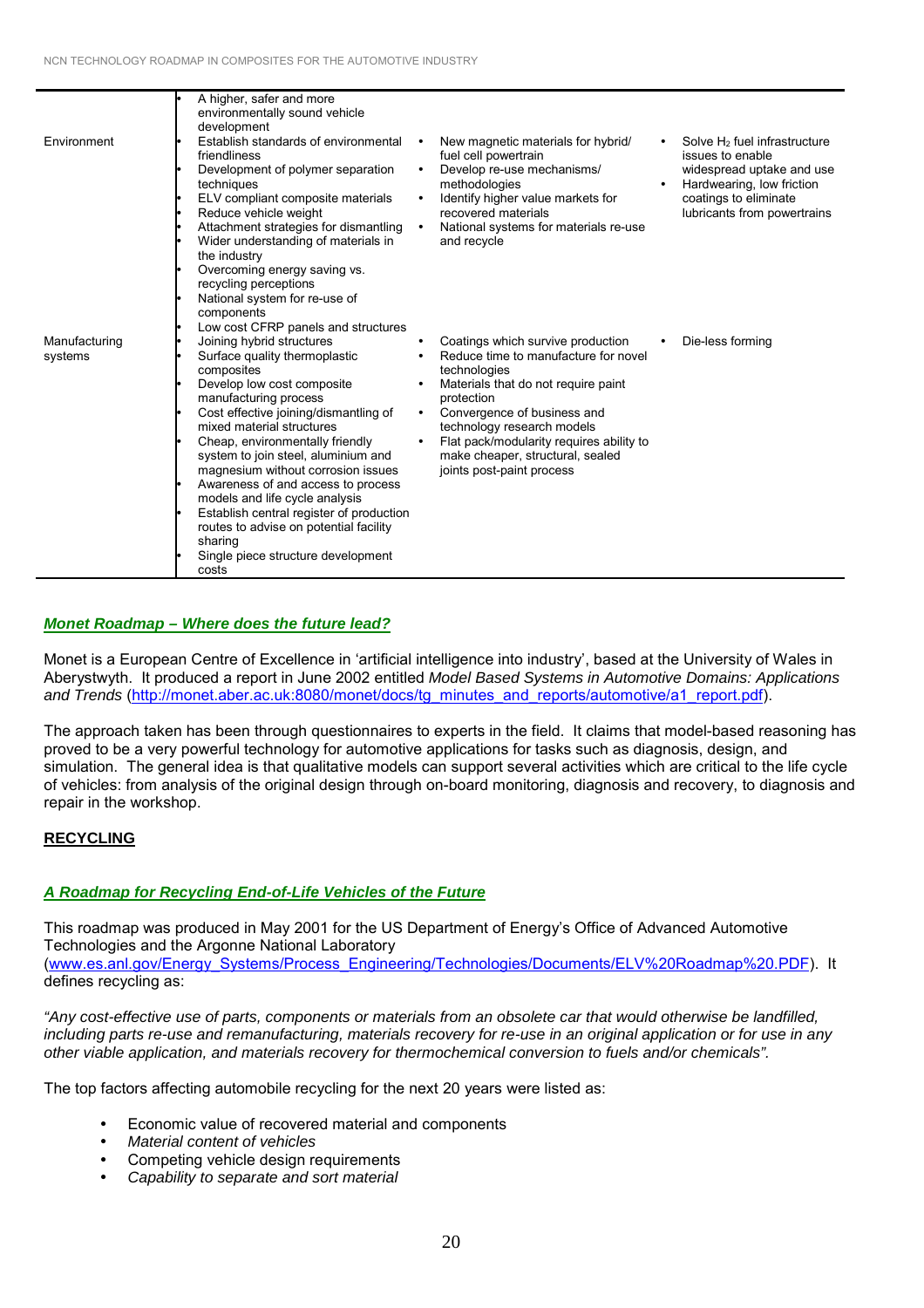| | | | |
|---|---|---|---|
| | • A higher, safer and more environmentally sound vehicle development | | |
| Environment | • Establish standards of environmental friendliness<br>• Development of polymer separation techniques<br>• ELV compliant composite materials<br>• Reduce vehicle weight<br>• Attachment strategies for dismantling<br>• Wider understanding of materials in the industry<br>• Overcoming energy saving vs. recycling perceptions<br>• National system for re-use of components | • New magnetic materials for hybrid/ fuel cell powertrain<br>• Develop re-use mechanisms/ methodologies<br>• Identify higher value markets for recovered materials<br>• National systems for materials re-use and recycle | • Solve $H_2$ fuel infrastructure issues to enable widespread uptake and use<br>• Hardwearing, low friction coatings to eliminate lubricants from powertrains |
| Manufacturing systems | • Low cost CFRP panels and structures<br>• Joining hybrid structures<br>• Surface quality thermoplastic composites<br>• Develop low cost composite manufacturing process<br>• Cost effective joining/dismantling of mixed material structures<br>• Cheap, environmentally friendly system to join steel, aluminium and magnesium without corrosion issues<br>• Awareness of and access to process models and life cycle analysis<br>• Establish central register of production routes to advise on potential facility sharing<br>• Single piece structure development costs | • Coatings which survive production<br>• Reduce time to manufacture for novel technologies<br>• Materials that do not require paint protection<br>• Convergence of business and technology research models<br>• Flat pack/modularity requires ability to make cheaper, structural, sealed joints post-paint process | • Die-less forming |

***Monet Roadmap – Where does the future lead?***

Monet is a European Centre of Excellence in 'artificial intelligence into industry', based at the University of Wales in Aberystwyth. It produced a report in June 2002 entitled *Model Based Systems in Automotive Domains: Applications and Trends* (http://monet.aber.ac.uk:8080/monet/docs/tg_minutes_and_reports/automotive/a1_report.pdf).

The approach taken has been through questionnaires to experts in the field. It claims that model-based reasoning has proved to be a very powerful technology for automotive applications for tasks such as diagnosis, design, and simulation. The general idea is that qualitative models can support several activities which are critical to the life cycle of vehicles: from analysis of the original design through on-board monitoring, diagnosis and recovery, to diagnosis and repair in the workshop.

**RECYCLING**

***A Roadmap for Recycling End-of-Life Vehicles of the Future***

This roadmap was produced in May 2001 for the US Department of Energy's Office of Advanced Automotive Technologies and the Argonne National Laboratory (www.es.anl.gov/Energy_Systems/Process_Engineering/Technologies/Documents/ELV%20Roadmap%20.PDF). It defines recycling as:

*"Any cost-effective use of parts, components or materials from an obsolete car that would otherwise be landfilled, including parts re-use and remanufacturing, materials recovery for re-use in an original application or for use in any other viable application, and materials recovery for thermochemical conversion to fuels and/or chemicals".*

The top factors affecting automobile recycling for the next 20 years were listed as:

- Economic value of recovered material and components
- *Material content of vehicles*
- Competing vehicle design requirements
- *Capability to separate and sort material*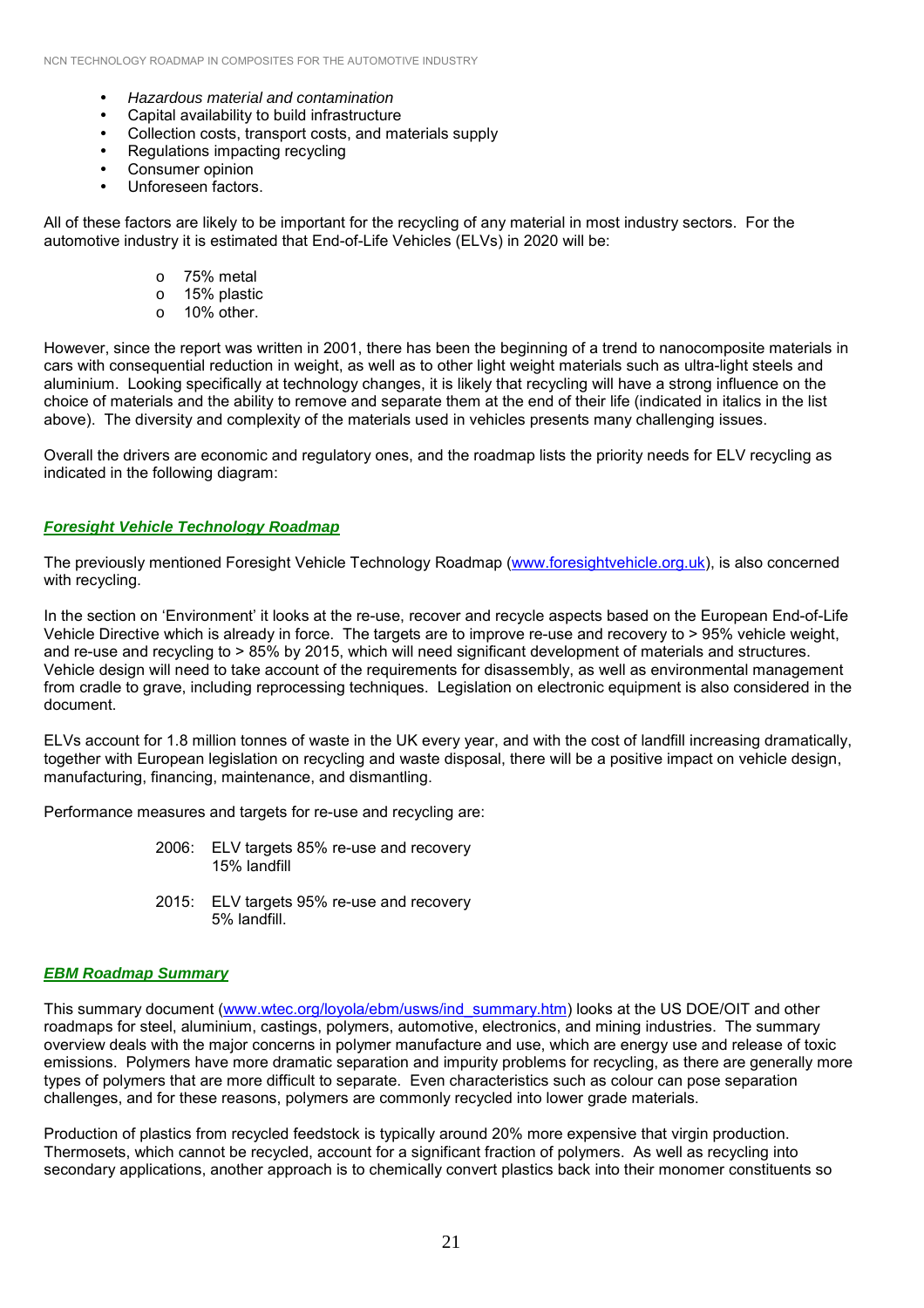- *Hazardous material and contamination*
- Capital availability to build infrastructure
- Collection costs, transport costs, and materials supply
- Regulations impacting recycling
- Consumer opinion
- Unforeseen factors.

All of these factors are likely to be important for the recycling of any material in most industry sectors. For the automotive industry it is estimated that End-of-Life Vehicles (ELVs) in 2020 will be:

- 75% metal
- 15% plastic
- 10% other.

However, since the report was written in 2001, there has been the beginning of a trend to nanocomposite materials in cars with consequential reduction in weight, as well as to other light weight materials such as ultra-light steels and aluminium. Looking specifically at technology changes, it is likely that recycling will have a strong influence on the choice of materials and the ability to remove and separate them at the end of their life (indicated in italics in the list above). The diversity and complexity of the materials used in vehicles presents many challenging issues.

Overall the drivers are economic and regulatory ones, and the roadmap lists the priority needs for ELV recycling as indicated in the following diagram:

### *Foresight Vehicle Technology Roadmap*

The previously mentioned Foresight Vehicle Technology Roadmap (www.foresightvehicle.org.uk), is also concerned with recycling.

In the section on 'Environment' it looks at the re-use, recover and recycle aspects based on the European End-of-Life Vehicle Directive which is already in force. The targets are to improve re-use and recovery to > 95% vehicle weight, and re-use and recycling to > 85% by 2015, which will need significant development of materials and structures. Vehicle design will need to take account of the requirements for disassembly, as well as environmental management from cradle to grave, including reprocessing techniques. Legislation on electronic equipment is also considered in the document.

ELVs account for 1.8 million tonnes of waste in the UK every year, and with the cost of landfill increasing dramatically, together with European legislation on recycling and waste disposal, there will be a positive impact on vehicle design, manufacturing, financing, maintenance, and dismantling.

Performance measures and targets for re-use and recycling are:

2006: ELV targets 85% re-use and recovery
15% landfill

2015: ELV targets 95% re-use and recovery
5% landfill.

### *EBM Roadmap Summary*

This summary document (www.wtec.org/loyola/ebm/usws/ind_summary.htm) looks at the US DOE/OIT and other roadmaps for steel, aluminium, castings, polymers, automotive, electronics, and mining industries. The summary overview deals with the major concerns in polymer manufacture and use, which are energy use and release of toxic emissions. Polymers have more dramatic separation and impurity problems for recycling, as there are generally more types of polymers that are more difficult to separate. Even characteristics such as colour can pose separation challenges, and for these reasons, polymers are commonly recycled into lower grade materials.

Production of plastics from recycled feedstock is typically around 20% more expensive that virgin production. Thermosets, which cannot be recycled, account for a significant fraction of polymers. As well as recycling into secondary applications, another approach is to chemically convert plastics back into their monomer constituents so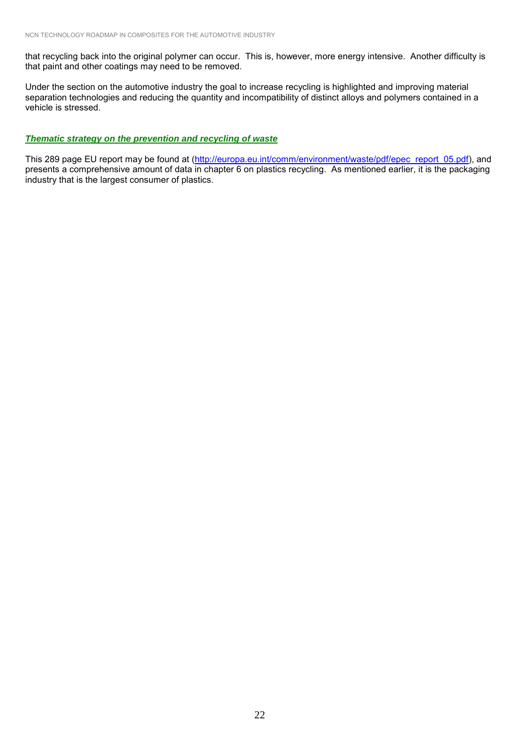that recycling back into the original polymer can occur. This is, however, more energy intensive. Another difficulty is that paint and other coatings may need to be removed.

Under the section on the automotive industry the goal to increase recycling is highlighted and improving material separation technologies and reducing the quantity and incompatibility of distinct alloys and polymers contained in a vehicle is stressed.

### ***Thematic strategy on the prevention and recycling of waste***

This 289 page EU report may be found at (http://europa.eu.int/comm/environment/waste/pdf/epec_report_05.pdf), and presents a comprehensive amount of data in chapter 6 on plastics recycling. As mentioned earlier, it is the packaging industry that is the largest consumer of plastics.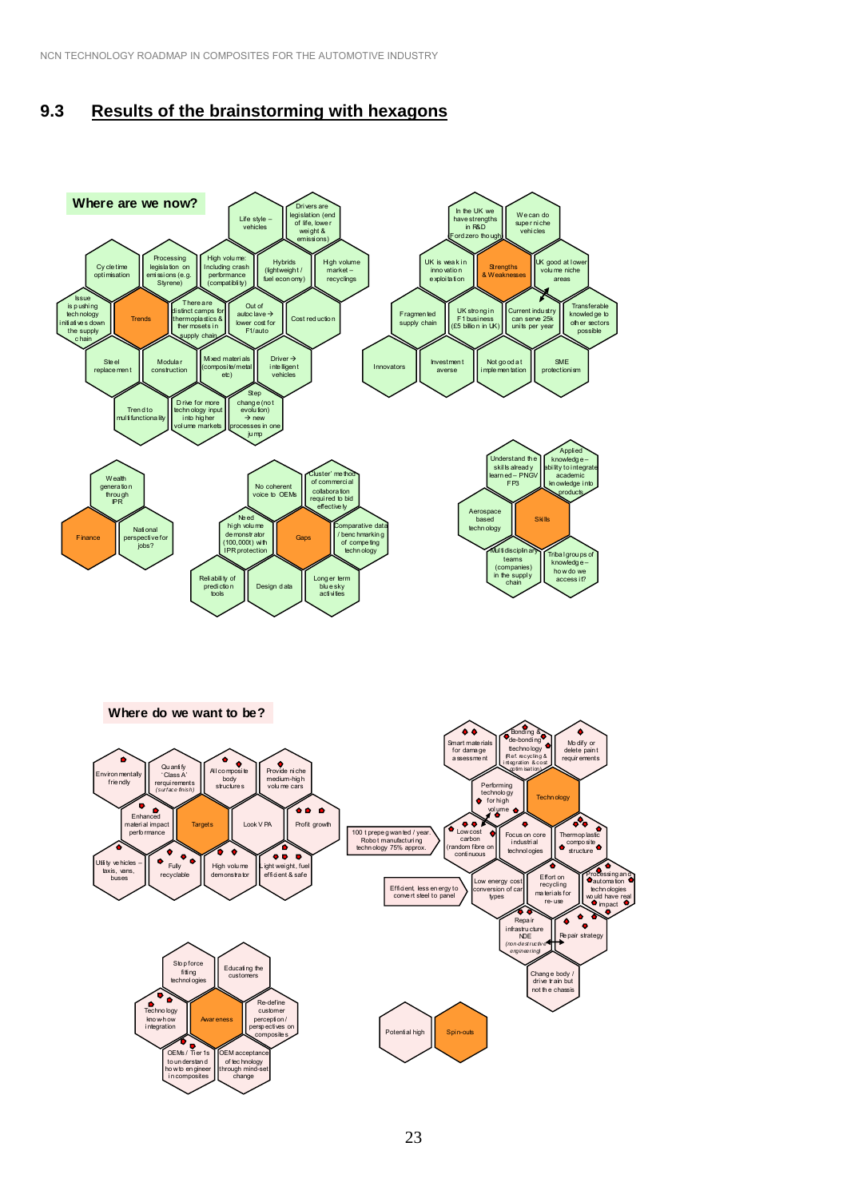## 9.3 Results of the brainstorming with hexagons

**Where are we now?**

**Trends**
- Life style – vehicles
- Drivers are legislation (end of life, lower weight & emissions)
- Cycle time optimisation
- Processing legislation on emissions (e.g. Styrene)
- High volume: Including crash performance (compatibility)
- Hybrids (lightweight / fuel economy)
- High volume market – recyclings
- Issue is pushing technology initiatives down the supply chain
- There are distinct camps for thermoplastics & thermosets in supply chain
- Out of autoclave → lower cost for F1/auto
- Cost reduction
- Steel replacement
- Modular construction
- Mixed materials (composite/metal etc)
- Driver → intelligent vehicles
- Trend to multifunctionality
- Drive for more technology input into higher volume markets
- Step change (not evolution) → new processes in one jump

**Strengths & Weaknesses**
- In the UK we have strengths in R&D Ford zero though
- We can do super niche vehicles
- UK is weak in innovation exploitation
- UK good at lower volume niche areas
- Fragmented supply chain
- UK strong in F1 business (£5 billion in UK)
- Current industry can serve 25k units per year
- Transferable knowledge to other sectors possible
- Innovators
- Investment averse
- Not good at implementation
- SME protectionism

**Finance**
- Wealth generation through IPR
- National perspective for jobs?

**Gaps**
- No coherent voice to OEMs
- 'Cluster' method of commercial collaboration required to bid effectively
- Need high volume demonstrator (100,000t) with IPR protection
- Comparative data / benchmarking of competing technology
- Reliability of prediction tools
- Design data
- Longer term blue sky activities

**Skills**
- Understand the skills already learned – PNGV FP3
- Applied knowledge – ability to integrate academic knowledge into products
- Aerospace based technology
- Multidisciplinary teams (companies) in the supply chain
- Tribal groups of knowledge – how do we access it?

**Where do we want to be?**

**Targets**
- Environmentally friendly
- Quantify 'Class A' requirements (*surface finish*)
- All composite body structures
- Provide niche medium-high volume cars
- Enhanced material impact performance
- Look V PA
- Profit growth
- Utility vehicles – taxis, vans, buses
- Fully recyclable
- High volume demonstrator
- Light weight, fuel efficient & safe

**Technology**
- Smart materials for damage assessment
- Bonding & de-bonding technology (Ref. recycling & integration & cost optimisation)
- Modify or delete paint requirements
- Performing technology for high volume
- Low cost carbon (random fibre on continuous)
- Focus on core industrial technologies
- Thermoplastic composite structure
- Low energy cost conversion of car types
- Effort on recycling materials for re-use
- Processing and automation technologies would have real impact
- Repair infrastructure NDE (*non-destructive engineering*)
- Repair strategy
- Change body / drive train but not the chassis
- 100 t prepreg wanted / year. Robot manufacturing technology 75% approx.
- Efficient, less energy to convert steel to panel

**Awareness**
- Stop force fitting technologies
- Educating the customers
- Technology know-how integration
- Re-define customer perception / perspectives on composites
- OEMs / Tier 1s to understand how to engineer in composites
- OEM acceptance of technology through mind-set change

**Spin-outs**
- Potential high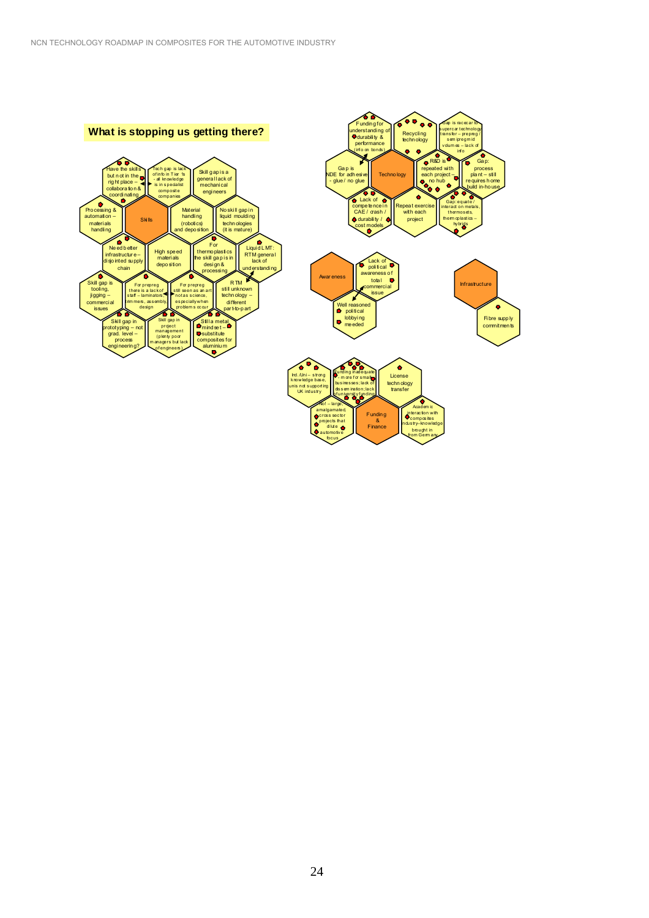## What is stopping us getting there?

Skills

Have the skills but not in the right place – collaboration & coordinating

Tech gap is lack of info in Tier 's - all knowledge is in specialist composite companies

Skill gap is a general lack of mechanical engineers

Processing & automation – materials handling

Material handling (robotics) and deposition

No skill gap in liquid moulding technologies (it is mature)

Need better infrastructure – disjointed supply chain

High speed materials deposition

For thermoplastics the skill gap is in design & processing

Liquid LMT: RTM general lack of understanding

Skill gap is tooling, jigging – commercial issues

For prepreg there is a lack of staff – laminators, trimmers, assembly, design

For prepreg still seen as an art not as science, especially when problems occur

RTM still unknown technology – different part-to-part

Skill gap in prototyping – not grad. level – process engineering?

Skill gap in project management (plenty poor managers but lack of engineers)

Still a metal mindset – substitute composites for aluminium

Technology

Funding for understanding of durability & performance (info on bonds)

Recycling technology

Gap is race car to supercar technology transfer – prepreg / semi prepreg mid volumes – lack of info

Gap is NDE for adhesive - glue / no glue

R&D is repeated with each project – no hub

Gap: process plant – still requires home build in-house

Lack of competence in CAE / crash / durability / cost models

Repeat exercise with each project

Gap: equate / interact on metals, thermosets, thermoplastics – hybrids

Awareness

Lack of political awareness of total commercial issue

Well reasoned political lobbying needed

Infrastructure

Fibre supply commitments

Funding & Finance

Ind./Uni – strong knowledge base, unis not supporting UK industry

Funding inadequate – more for small businesses; lack of dissemination; lack of university funding

License technology transfer

No! – large, amalgamated, cross sector projects that dilute automotive focus

Academic interaction with composites industry–knowledge brought in from Germany